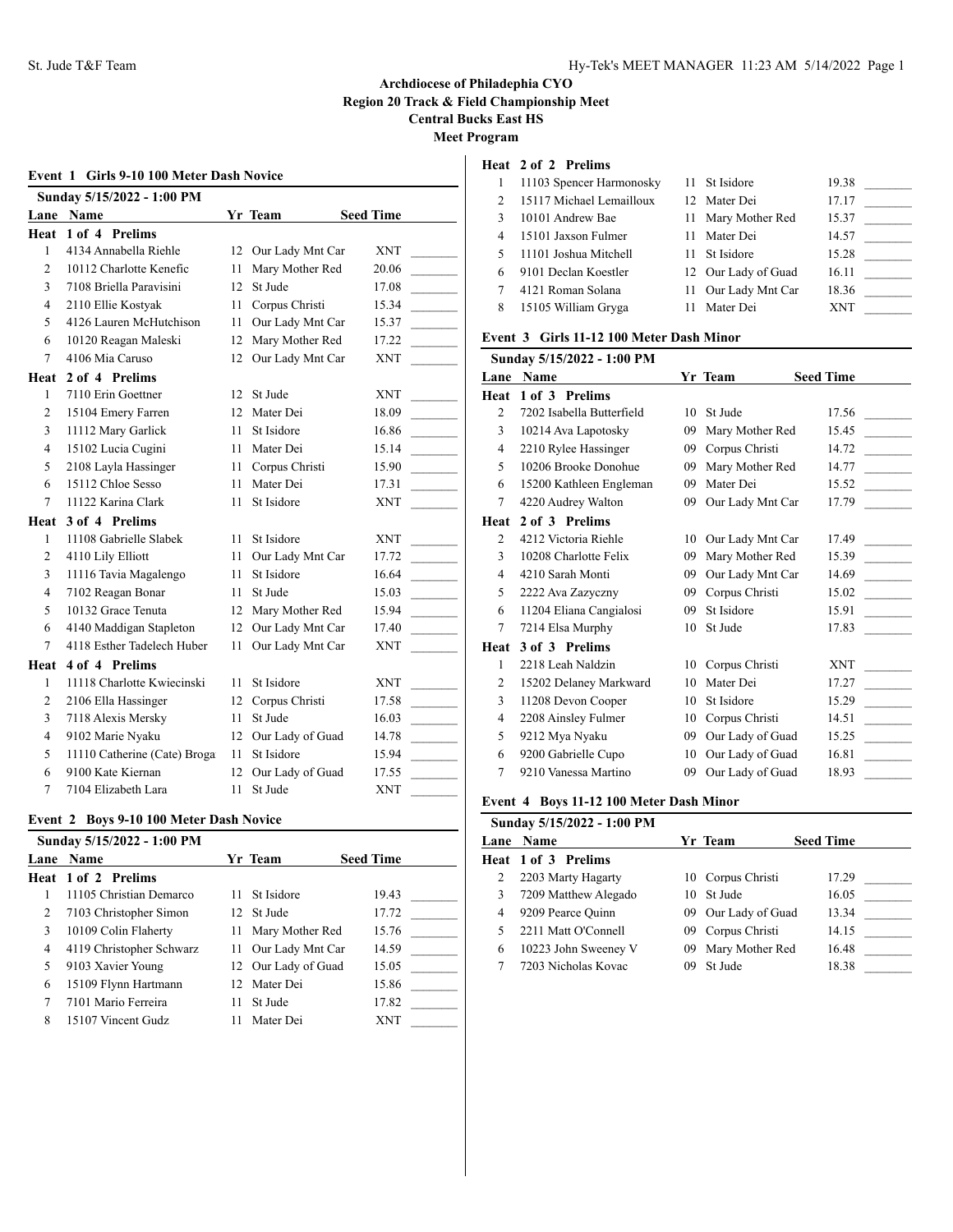**Archdiocese of Philadelphia CYO**
**Region 20 Track & Field Championship Meet**
**Central Bucks East HS**
**Meet Program**

### Event 1 Girls 9-10 100 Meter Dash Novice

Sunday 5/15/2022 - 1:00 PM

| Lane | Name | Yr | Team | Seed Time | |
|---|---|---|---|---|---|
| **Heat 1 of 4 Prelims** | | | | | |
| 1 | 4134 Annabella Riehle | 12 | Our Lady Mnt Car | XNT | _______ |
| 2 | 10112 Charlotte Kenefic | 11 | Mary Mother Red | 20.06 | _______ |
| 3 | 7108 Briella Paravisini | 12 | St Jude | 17.08 | _______ |
| 4 | 2110 Ellie Kostyak | 11 | Corpus Christi | 15.34 | _______ |
| 5 | 4126 Lauren McHutchison | 11 | Our Lady Mnt Car | 15.37 | _______ |
| 6 | 10120 Reagan Maleski | 12 | Mary Mother Red | 17.22 | _______ |
| 7 | 4106 Mia Caruso | 12 | Our Lady Mnt Car | XNT | _______ |
| **Heat 2 of 4 Prelims** | | | | | |
| 1 | 7110 Erin Goettner | 12 | St Jude | XNT | _______ |
| 2 | 15104 Emery Farren | 12 | Mater Dei | 18.09 | _______ |
| 3 | 11112 Mary Garlick | 11 | St Isidore | 16.86 | _______ |
| 4 | 15102 Lucia Cugini | 11 | Mater Dei | 15.14 | _______ |
| 5 | 2108 Layla Hassinger | 11 | Corpus Christi | 15.90 | _______ |
| 6 | 15112 Chloe Sesso | 11 | Mater Dei | 17.31 | _______ |
| 7 | 11122 Karina Clark | 11 | St Isidore | XNT | _______ |
| **Heat 3 of 4 Prelims** | | | | | |
| 1 | 11108 Gabrielle Slabek | 11 | St Isidore | XNT | _______ |
| 2 | 4110 Lily Elliott | 11 | Our Lady Mnt Car | 17.72 | _______ |
| 3 | 11116 Tavia Magalengo | 11 | St Isidore | 16.64 | _______ |
| 4 | 7102 Reagan Bonar | 11 | St Jude | 15.03 | _______ |
| 5 | 10132 Grace Tenuta | 12 | Mary Mother Red | 15.94 | _______ |
| 6 | 4140 Maddigan Stapleton | 12 | Our Lady Mnt Car | 17.40 | _______ |
| 7 | 4118 Esther Tadelech Huber | 11 | Our Lady Mnt Car | XNT | _______ |
| **Heat 4 of 4 Prelims** | | | | | |
| 1 | 11118 Charlotte Kwiecinski | 11 | St Isidore | XNT | _______ |
| 2 | 2106 Ella Hassinger | 12 | Corpus Christi | 17.58 | _______ |
| 3 | 7118 Alexis Mersky | 11 | St Jude | 16.03 | _______ |
| 4 | 9102 Marie Nyaku | 12 | Our Lady of Guad | 14.78 | _______ |
| 5 | 11110 Catherine (Cate) Broga | 11 | St Isidore | 15.94 | _______ |
| 6 | 9100 Kate Kiernan | 12 | Our Lady of Guad | 17.55 | _______ |
| 7 | 7104 Elizabeth Lara | 11 | St Jude | XNT | _______ |

### Event 2 Boys 9-10 100 Meter Dash Novice

Sunday 5/15/2022 - 1:00 PM

| Lane | Name | Yr | Team | Seed Time | |
|---|---|---|---|---|---|
| **Heat 1 of 2 Prelims** | | | | | |
| 1 | 11105 Christian Demarco | 11 | St Isidore | 19.43 | _______ |
| 2 | 7103 Christopher Simon | 12 | St Jude | 17.72 | _______ |
| 3 | 10109 Colin Flaherty | 11 | Mary Mother Red | 15.76 | _______ |
| 4 | 4119 Christopher Schwarz | 11 | Our Lady Mnt Car | 14.59 | _______ |
| 5 | 9103 Xavier Young | 12 | Our Lady of Guad | 15.05 | _______ |
| 6 | 15109 Flynn Hartmann | 12 | Mater Dei | 15.86 | _______ |
| 7 | 7101 Mario Ferreira | 11 | St Jude | 17.82 | _______ |
| 8 | 15107 Vincent Gudz | 11 | Mater Dei | XNT | _______ |
| **Heat 2 of 2 Prelims** | | | | | |
| 1 | 11103 Spencer Harmonosky | 11 | St Isidore | 19.38 | _______ |
| 2 | 15117 Michael Lemailloux | 12 | Mater Dei | 17.17 | _______ |
| 3 | 10101 Andrew Bae | 11 | Mary Mother Red | 15.37 | _______ |
| 4 | 15101 Jaxson Fulmer | 11 | Mater Dei | 14.57 | _______ |
| 5 | 11101 Joshua Mitchell | 11 | St Isidore | 15.28 | _______ |
| 6 | 9101 Declan Koestler | 12 | Our Lady of Guad | 16.11 | _______ |
| 7 | 4121 Roman Solana | 11 | Our Lady Mnt Car | 18.36 | _______ |
| 8 | 15105 William Gryga | 11 | Mater Dei | XNT | _______ |

### Event 3 Girls 11-12 100 Meter Dash Minor

Sunday 5/15/2022 - 1:00 PM

| Lane | Name | Yr | Team | Seed Time | |
|---|---|---|---|---|---|
| **Heat 1 of 3 Prelims** | | | | | |
| 2 | 7202 Isabella Butterfield | 10 | St Jude | 17.56 | _______ |
| 3 | 10214 Ava Lapotosky | 09 | Mary Mother Red | 15.45 | _______ |
| 4 | 2210 Rylee Hassinger | 09 | Corpus Christi | 14.72 | _______ |
| 5 | 10206 Brooke Donohue | 09 | Mary Mother Red | 14.77 | _______ |
| 6 | 15200 Kathleen Engleman | 09 | Mater Dei | 15.52 | _______ |
| 7 | 4220 Audrey Walton | 09 | Our Lady Mnt Car | 17.79 | _______ |
| **Heat 2 of 3 Prelims** | | | | | |
| 2 | 4212 Victoria Riehle | 10 | Our Lady Mnt Car | 17.49 | _______ |
| 3 | 10208 Charlotte Felix | 09 | Mary Mother Red | 15.39 | _______ |
| 4 | 4210 Sarah Monti | 09 | Our Lady Mnt Car | 14.69 | _______ |
| 5 | 2222 Ava Zazyczny | 09 | Corpus Christi | 15.02 | _______ |
| 6 | 11204 Eliana Cangialosi | 09 | St Isidore | 15.91 | _______ |
| 7 | 7214 Elsa Murphy | 10 | St Jude | 17.83 | _______ |
| **Heat 3 of 3 Prelims** | | | | | |
| 1 | 2218 Leah Naldzin | 10 | Corpus Christi | XNT | _______ |
| 2 | 15202 Delaney Markward | 10 | Mater Dei | 17.27 | _______ |
| 3 | 11208 Devon Cooper | 10 | St Isidore | 15.29 | _______ |
| 4 | 2208 Ainsley Fulmer | 10 | Corpus Christi | 14.51 | _______ |
| 5 | 9212 Mya Nyaku | 09 | Our Lady of Guad | 15.25 | _______ |
| 6 | 9200 Gabrielle Cupo | 10 | Our Lady of Guad | 16.81 | _______ |
| 7 | 9210 Vanessa Martino | 09 | Our Lady of Guad | 18.93 | _______ |

### Event 4 Boys 11-12 100 Meter Dash Minor

Sunday 5/15/2022 - 1:00 PM

| Lane | Name | Yr | Team | Seed Time | |
|---|---|---|---|---|---|
| **Heat 1 of 3 Prelims** | | | | | |
| 2 | 2203 Marty Hagarty | 10 | Corpus Christi | 17.29 | _______ |
| 3 | 7209 Matthew Alegado | 10 | St Jude | 16.05 | _______ |
| 4 | 9209 Pearce Quinn | 09 | Our Lady of Guad | 13.34 | _______ |
| 5 | 2211 Matt O'Connell | 09 | Corpus Christi | 14.15 | _______ |
| 6 | 10223 John Sweeney V | 09 | Mary Mother Red | 16.48 | _______ |
| 7 | 7203 Nicholas Kovac | 09 | St Jude | 18.38 | _______ |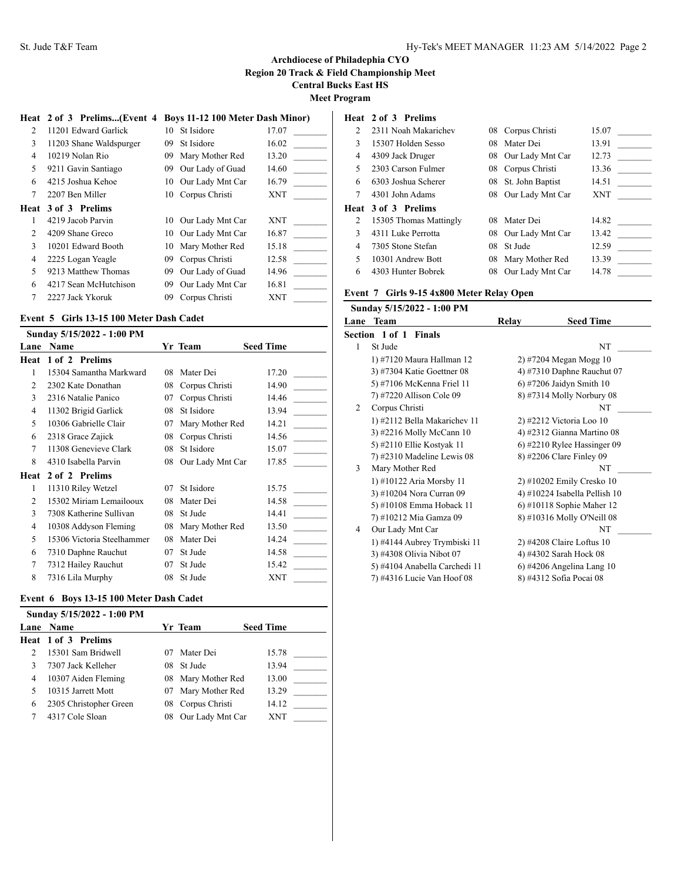# Archdiocese of Philadelphia CYO
## Region 20 Track & Field Championship Meet
### Central Bucks East HS
### Meet Program

**Heat 2 of 3 Prelims...(Event 4 Boys 11-12 100 Meter Dash Minor)**

| Lane | Name | Yr | Team | Seed Time | |
|---|---|---|---|---|---|
| 2 | 11201 Edward Garlick | 10 | St Isidore | 17.07 | _______ |
| 3 | 11203 Shane Waldspurger | 09 | St Isidore | 16.02 | _______ |
| 4 | 10219 Nolan Rio | 09 | Mary Mother Red | 13.20 | _______ |
| 5 | 9211 Gavin Santiago | 09 | Our Lady of Guad | 14.60 | _______ |
| 6 | 4215 Joshua Kehoe | 10 | Our Lady Mnt Car | 16.79 | _______ |
| 7 | 2207 Ben Miller | 10 | Corpus Christi | XNT | _______ |

**Heat 3 of 3 Prelims**

| Lane | Name | Yr | Team | Seed Time | |
|---|---|---|---|---|---|
| 1 | 4219 Jacob Parvin | 10 | Our Lady Mnt Car | XNT | _______ |
| 2 | 4209 Shane Greco | 10 | Our Lady Mnt Car | 16.87 | _______ |
| 3 | 10201 Edward Booth | 10 | Mary Mother Red | 15.18 | _______ |
| 4 | 2225 Logan Yeagle | 09 | Corpus Christi | 12.58 | _______ |
| 5 | 9213 Matthew Thomas | 09 | Our Lady of Guad | 14.96 | _______ |
| 6 | 4217 Sean McHutchison | 09 | Our Lady Mnt Car | 16.81 | _______ |
| 7 | 2227 Jack Ykoruk | 09 | Corpus Christi | XNT | _______ |

## Event 5 Girls 13-15 100 Meter Dash Cadet

**Sunday 5/15/2022 - 1:00 PM**

**Heat 1 of 2 Prelims**

| Lane | Name | Yr | Team | Seed Time | |
|---|---|---|---|---|---|
| 1 | 15304 Samantha Markward | 08 | Mater Dei | 17.20 | _______ |
| 2 | 2302 Kate Donathan | 08 | Corpus Christi | 14.90 | _______ |
| 3 | 2316 Natalie Panico | 07 | Corpus Christi | 14.46 | _______ |
| 4 | 11302 Brigid Garlick | 08 | St Isidore | 13.94 | _______ |
| 5 | 10306 Gabrielle Clair | 07 | Mary Mother Red | 14.21 | _______ |
| 6 | 2318 Grace Zajick | 08 | Corpus Christi | 14.56 | _______ |
| 7 | 11308 Genevieve Clark | 08 | St Isidore | 15.07 | _______ |
| 8 | 4310 Isabella Parvin | 08 | Our Lady Mnt Car | 17.85 | _______ |

**Heat 2 of 2 Prelims**

| Lane | Name | Yr | Team | Seed Time | |
|---|---|---|---|---|---|
| 1 | 11310 Riley Wetzel | 07 | St Isidore | 15.75 | _______ |
| 2 | 15302 Miriam Lemailooux | 08 | Mater Dei | 14.58 | _______ |
| 3 | 7308 Katherine Sullivan | 08 | St Jude | 14.41 | _______ |
| 4 | 10308 Addyson Fleming | 08 | Mary Mother Red | 13.50 | _______ |
| 5 | 15306 Victoria Steelhammer | 08 | Mater Dei | 14.24 | _______ |
| 6 | 7310 Daphne Rauchut | 07 | St Jude | 14.58 | _______ |
| 7 | 7312 Hailey Rauchut | 07 | St Jude | 15.42 | _______ |
| 8 | 7316 Lila Murphy | 08 | St Jude | XNT | _______ |

## Event 6 Boys 13-15 100 Meter Dash Cadet

**Sunday 5/15/2022 - 1:00 PM**

**Heat 1 of 3 Prelims**

| Lane | Name | Yr | Team | Seed Time | |
|---|---|---|---|---|---|
| 2 | 15301 Sam Bridwell | 07 | Mater Dei | 15.78 | _______ |
| 3 | 7307 Jack Kelleher | 08 | St Jude | 13.94 | _______ |
| 4 | 10307 Aiden Fleming | 08 | Mary Mother Red | 13.00 | _______ |
| 5 | 10315 Jarrett Mott | 07 | Mary Mother Red | 13.29 | _______ |
| 6 | 2305 Christopher Green | 08 | Corpus Christi | 14.12 | _______ |
| 7 | 4317 Cole Sloan | 08 | Our Lady Mnt Car | XNT | _______ |

**Heat 2 of 3 Prelims**

| Lane | Name | Yr | Team | Seed Time | |
|---|---|---|---|---|---|
| 2 | 2311 Noah Makarichev | 08 | Corpus Christi | 15.07 | _______ |
| 3 | 15307 Holden Sesso | 08 | Mater Dei | 13.91 | _______ |
| 4 | 4309 Jack Druger | 08 | Our Lady Mnt Car | 12.73 | _______ |
| 5 | 2303 Carson Fulmer | 08 | Corpus Christi | 13.36 | _______ |
| 6 | 6303 Joshua Scherer | 08 | St. John Baptist | 14.51 | _______ |
| 7 | 4301 John Adams | 08 | Our Lady Mnt Car | XNT | _______ |

**Heat 3 of 3 Prelims**

| Lane | Name | Yr | Team | Seed Time | |
|---|---|---|---|---|---|
| 2 | 15305 Thomas Mattingly | 08 | Mater Dei | 14.82 | _______ |
| 3 | 4311 Luke Perrotta | 08 | Our Lady Mnt Car | 13.42 | _______ |
| 4 | 7305 Stone Stefan | 08 | St Jude | 12.59 | _______ |
| 5 | 10301 Andrew Bott | 08 | Mary Mother Red | 13.39 | _______ |
| 6 | 4303 Hunter Bobrek | 08 | Our Lady Mnt Car | 14.78 | _______ |

## Event 7 Girls 9-15 4x800 Meter Relay Open

**Sunday 5/15/2022 - 1:00 PM**

**Section 1 of 1 Finals**

| Lane | Team | Relay | Seed Time | |
|---|---|---|---|---|
| 1 | St Jude | | NT | _______ |
| | 1) #7120 Maura Hallman 12 | 2) #7204 Megan Mogg 10 | | |
| | 3) #7304 Katie Goettner 08 | 4) #7310 Daphne Rauchut 07 | | |
| | 5) #7106 McKenna Friel 11 | 6) #7206 Jaidyn Smith 10 | | |
| | 7) #7220 Allison Cole 09 | 8) #7314 Molly Norbury 08 | | |
| 2 | Corpus Christi | | NT | _______ |
| | 1) #2112 Bella Makarichev 11 | 2) #2212 Victoria Loo 10 | | |
| | 3) #2216 Molly McCann 10 | 4) #2312 Gianna Martino 08 | | |
| | 5) #2110 Ellie Kostyak 11 | 6) #2210 Rylee Hassinger 09 | | |
| | 7) #2310 Madeline Lewis 08 | 8) #2206 Clare Finley 09 | | |
| 3 | Mary Mother Red | | NT | _______ |
| | 1) #10122 Aria Morsby 11 | 2) #10202 Emily Cresko 10 | | |
| | 3) #10204 Nora Curran 09 | 4) #10224 Isabella Pellish 10 | | |
| | 5) #10108 Emma Hoback 11 | 6) #10118 Sophie Maher 12 | | |
| | 7) #10212 Mia Gamza 09 | 8) #10316 Molly O'Neill 08 | | |
| 4 | Our Lady Mnt Car | | NT | _______ |
| | 1) #4144 Aubrey Trymbiski 11 | 2) #4208 Claire Loftus 10 | | |
| | 3) #4308 Olivia Nibot 07 | 4) #4302 Sarah Hock 08 | | |
| | 5) #4104 Anabella Carchedi 11 | 6) #4206 Angelina Lang 10 | | |
| | 7) #4316 Lucie Van Hoof 08 | 8) #4312 Sofia Pocai 08 | | |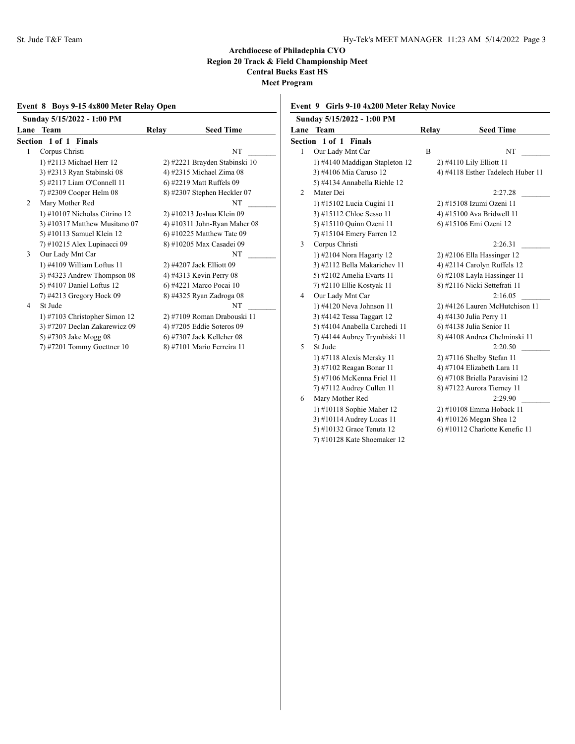**Archdiocese of Philadelphia CYO**
**Region 20 Track & Field Championship Meet**
**Central Bucks East HS**
**Meet Program**

### Event 8 Boys 9-15 4x800 Meter Relay Open

**Sunday 5/15/2022 - 1:00 PM**

| Lane | Team | Relay | Seed Time |
|---|---|---|---|
| **Section 1 of 1 Finals** | | | |
| 1 | Corpus Christi | | NT ________ |
| | 1) #2113 Michael Herr 12 | 2) #2221 Brayden Stabinski 10 | |
| | 3) #2313 Ryan Stabinski 08 | 4) #2315 Michael Zima 08 | |
| | 5) #2117 Liam O'Connell 11 | 6) #2219 Matt Ruffels 09 | |
| | 7) #2309 Cooper Helm 08 | 8) #2307 Stephen Heckler 07 | |
| 2 | Mary Mother Red | | NT ________ |
| | 1) #10107 Nicholas Citrino 12 | 2) #10213 Joshua Klein 09 | |
| | 3) #10317 Matthew Musitano 07 | 4) #10311 John-Ryan Maher 08 | |
| | 5) #10113 Samuel Klein 12 | 6) #10225 Matthew Tate 09 | |
| | 7) #10215 Alex Lupinacci 09 | 8) #10205 Max Casadei 09 | |
| 3 | Our Lady Mnt Car | | NT ________ |
| | 1) #4109 William Loftus 11 | 2) #4207 Jack Elliott 09 | |
| | 3) #4323 Andrew Thompson 08 | 4) #4313 Kevin Perry 08 | |
| | 5) #4107 Daniel Loftus 12 | 6) #4221 Marco Pocai 10 | |
| | 7) #4213 Gregory Hock 09 | 8) #4325 Ryan Zadroga 08 | |
| 4 | St Jude | | NT ________ |
| | 1) #7103 Christopher Simon 12 | 2) #7109 Roman Drabouski 11 | |
| | 3) #7207 Declan Zakarewicz 09 | 4) #7205 Eddie Soteros 09 | |
| | 5) #7303 Jake Mogg 08 | 6) #7307 Jack Kelleher 08 | |
| | 7) #7201 Tommy Goettner 10 | 8) #7101 Mario Ferreira 11 | |

### Event 9 Girls 9-10 4x200 Meter Relay Novice

**Sunday 5/15/2022 - 1:00 PM**

| Lane | Team | Relay | Seed Time |
|---|---|---|---|
| **Section 1 of 1 Finals** | | | |
| 1 | Our Lady Mnt Car | B | NT ________ |
| | 1) #4140 Maddigan Stapleton 12 | 2) #4110 Lily Elliott 11 | |
| | 3) #4106 Mia Caruso 12 | 4) #4118 Esther Tadelech Huber 11 | |
| | 5) #4134 Annabella Riehle 12 | | |
| 2 | Mater Dei | | 2:27.28 ________ |
| | 1) #15102 Lucia Cugini 11 | 2) #15108 Izumi Ozeni 11 | |
| | 3) #15112 Chloe Sesso 11 | 4) #15100 Ava Bridwell 11 | |
| | 5) #15110 Quinn Ozeni 11 | 6) #15106 Emi Ozeni 12 | |
| | 7) #15104 Emery Farren 12 | | |
| 3 | Corpus Christi | | 2:26.31 ________ |
| | 1) #2104 Nora Hagarty 12 | 2) #2106 Ella Hassinger 12 | |
| | 3) #2112 Bella Makarichev 11 | 4) #2114 Carolyn Ruffels 12 | |
| | 5) #2102 Amelia Evarts 11 | 6) #2108 Layla Hassinger 11 | |
| | 7) #2110 Ellie Kostyak 11 | 8) #2116 Nicki Settefrati 11 | |
| 4 | Our Lady Mnt Car | | 2:16.05 ________ |
| | 1) #4120 Neva Johnson 11 | 2) #4126 Lauren McHutchison 11 | |
| | 3) #4142 Tessa Taggart 12 | 4) #4130 Julia Perry 11 | |
| | 5) #4104 Anabella Carchedi 11 | 6) #4138 Julia Senior 11 | |
| | 7) #4144 Aubrey Trymbiski 11 | 8) #4108 Andrea Chelminski 11 | |
| 5 | St Jude | | 2:20.50 ________ |
| | 1) #7118 Alexis Mersky 11 | 2) #7116 Shelby Stefan 11 | |
| | 3) #7102 Reagan Bonar 11 | 4) #7104 Elizabeth Lara 11 | |
| | 5) #7106 McKenna Friel 11 | 6) #7108 Briella Paravisini 12 | |
| | 7) #7112 Audrey Cullen 11 | 8) #7122 Aurora Tierney 11 | |
| 6 | Mary Mother Red | | 2:29.90 ________ |
| | 1) #10118 Sophie Maher 12 | 2) #10108 Emma Hoback 11 | |
| | 3) #10114 Audrey Lucas 11 | 4) #10126 Megan Shea 12 | |
| | 5) #10132 Grace Tenuta 12 | 6) #10112 Charlotte Kenefic 11 | |
| | 7) #10128 Kate Shoemaker 12 | | |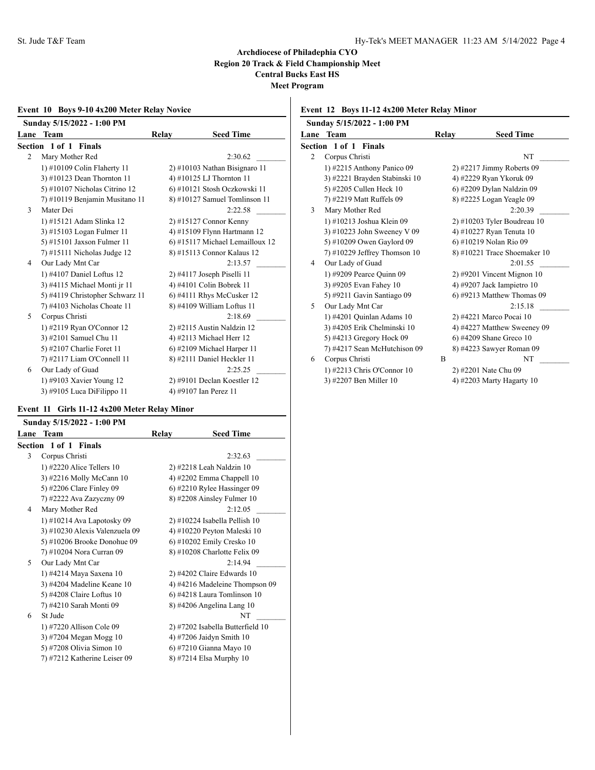# Archdiocese of Philadelphia CYO
## Region 20 Track & Field Championship Meet
### Central Bucks East HS
### Meet Program

### Event 10 Boys 9-10 4x200 Meter Relay Novice

**Sunday 5/15/2022 - 1:00 PM**

| Lane | Team | Relay | Seed Time |
|---|---|---|---|
| **Section 1 of 1 Finals** | | | |
| 2 | Mary Mother Red | | 2:30.62 |
| | 1) #10109 Colin Flaherty 11 | 2) #10103 Nathan Bisignaro 11 | |
| | 3) #10123 Dean Thornton 11 | 4) #10125 LJ Thornton 11 | |
| | 5) #10107 Nicholas Citrino 12 | 6) #10121 Stosh Oczkowski 11 | |
| | 7) #10119 Benjamin Musitano 11 | 8) #10127 Samuel Tomlinson 11 | |
| 3 | Mater Dei | | 2:22.58 |
| | 1) #15121 Adam Slinka 12 | 2) #15127 Connor Kenny | |
| | 3) #15103 Logan Fulmer 11 | 4) #15109 Flynn Hartmann 12 | |
| | 5) #15101 Jaxson Fulmer 11 | 6) #15117 Michael Lemailloux 12 | |
| | 7) #15111 Nicholas Judge 12 | 8) #15113 Connor Kalaus 12 | |
| 4 | Our Lady Mnt Car | | 2:13.57 |
| | 1) #4107 Daniel Loftus 12 | 2) #4117 Joseph Piselli 11 | |
| | 3) #4115 Michael Monti jr 11 | 4) #4101 Colin Bobrek 11 | |
| | 5) #4119 Christopher Schwarz 11 | 6) #4111 Rhys McCusker 12 | |
| | 7) #4103 Nicholas Choate 11 | 8) #4109 William Loftus 11 | |
| 5 | Corpus Christi | | 2:18.69 |
| | 1) #2119 Ryan O'Connor 12 | 2) #2115 Austin Naldzin 12 | |
| | 3) #2101 Samuel Chu 11 | 4) #2113 Michael Herr 12 | |
| | 5) #2107 Charlie Foret 11 | 6) #2109 Michael Harper 11 | |
| | 7) #2117 Liam O'Connell 11 | 8) #2111 Daniel Heckler 11 | |
| 6 | Our Lady of Guad | | 2:25.25 |
| | 1) #9103 Xavier Young 12 | 2) #9101 Declan Koestler 12 | |
| | 3) #9105 Luca DiFilippo 11 | 4) #9107 Ian Perez 11 | |

### Event 11 Girls 11-12 4x200 Meter Relay Minor

**Sunday 5/15/2022 - 1:00 PM**

| Lane | Team | Relay | Seed Time |
|---|---|---|---|
| **Section 1 of 1 Finals** | | | |
| 3 | Corpus Christi | | 2:32.63 |
| | 1) #2220 Alice Tellers 10 | 2) #2218 Leah Naldzin 10 | |
| | 3) #2216 Molly McCann 10 | 4) #2202 Emma Chappell 10 | |
| | 5) #2206 Clare Finley 09 | 6) #2210 Rylee Hassinger 09 | |
| | 7) #2222 Ava Zazyczny 09 | 8) #2208 Ainsley Fulmer 10 | |
| 4 | Mary Mother Red | | 2:12.05 |
| | 1) #10214 Ava Lapotosky 09 | 2) #10224 Isabella Pellish 10 | |
| | 3) #10230 Alexis Valenzuela 09 | 4) #10220 Peyton Maleski 10 | |
| | 5) #10206 Brooke Donohue 09 | 6) #10202 Emily Cresko 10 | |
| | 7) #10204 Nora Curran 09 | 8) #10208 Charlotte Felix 09 | |
| 5 | Our Lady Mnt Car | | 2:14.94 |
| | 1) #4214 Maya Saxena 10 | 2) #4202 Claire Edwards 10 | |
| | 3) #4204 Madeline Keane 10 | 4) #4216 Madeleine Thompson 09 | |
| | 5) #4208 Claire Loftus 10 | 6) #4218 Laura Tomlinson 10 | |
| | 7) #4210 Sarah Monti 09 | 8) #4206 Angelina Lang 10 | |
| 6 | St Jude | | NT |
| | 1) #7220 Allison Cole 09 | 2) #7202 Isabella Butterfield 10 | |
| | 3) #7204 Megan Mogg 10 | 4) #7206 Jaidyn Smith 10 | |
| | 5) #7208 Olivia Simon 10 | 6) #7210 Gianna Mayo 10 | |
| | 7) #7212 Katherine Leiser 09 | 8) #7214 Elsa Murphy 10 | |

### Event 12 Boys 11-12 4x200 Meter Relay Minor

**Sunday 5/15/2022 - 1:00 PM**

| Lane | Team | Relay | Seed Time |
|---|---|---|---|
| **Section 1 of 1 Finals** | | | |
| 2 | Corpus Christi | | NT |
| | 1) #2215 Anthony Panico 09 | 2) #2217 Jimmy Roberts 09 | |
| | 3) #2221 Brayden Stabinski 10 | 4) #2229 Ryan Ykoruk 09 | |
| | 5) #2205 Cullen Heck 10 | 6) #2209 Dylan Naldzin 09 | |
| | 7) #2219 Matt Ruffels 09 | 8) #2225 Logan Yeagle 09 | |
| 3 | Mary Mother Red | | 2:20.39 |
| | 1) #10213 Joshua Klein 09 | 2) #10203 Tyler Boudreau 10 | |
| | 3) #10223 John Sweeney V 09 | 4) #10227 Ryan Tenuta 10 | |
| | 5) #10209 Owen Gaylord 09 | 6) #10219 Nolan Rio 09 | |
| | 7) #10229 Jeffrey Thomson 10 | 8) #10221 Trace Shoemaker 10 | |
| 4 | Our Lady of Guad | | 2:01.55 |
| | 1) #9209 Pearce Quinn 09 | 2) #9201 Vincent Mignon 10 | |
| | 3) #9205 Evan Fahey 10 | 4) #9207 Jack Iampietro 10 | |
| | 5) #9211 Gavin Santiago 09 | 6) #9213 Matthew Thomas 09 | |
| 5 | Our Lady Mnt Car | | 2:15.18 |
| | 1) #4201 Quinlan Adams 10 | 2) #4221 Marco Pocai 10 | |
| | 3) #4205 Erik Chelminski 10 | 4) #4227 Matthew Sweeney 09 | |
| | 5) #4213 Gregory Hock 09 | 6) #4209 Shane Greco 10 | |
| | 7) #4217 Sean McHutchison 09 | 8) #4223 Sawyer Roman 09 | |
| 6 | Corpus Christi | B | NT |
| | 1) #2213 Chris O'Connor 10 | 2) #2201 Nate Chu 09 | |
| | 3) #2207 Ben Miller 10 | 4) #2203 Marty Hagarty 10 | |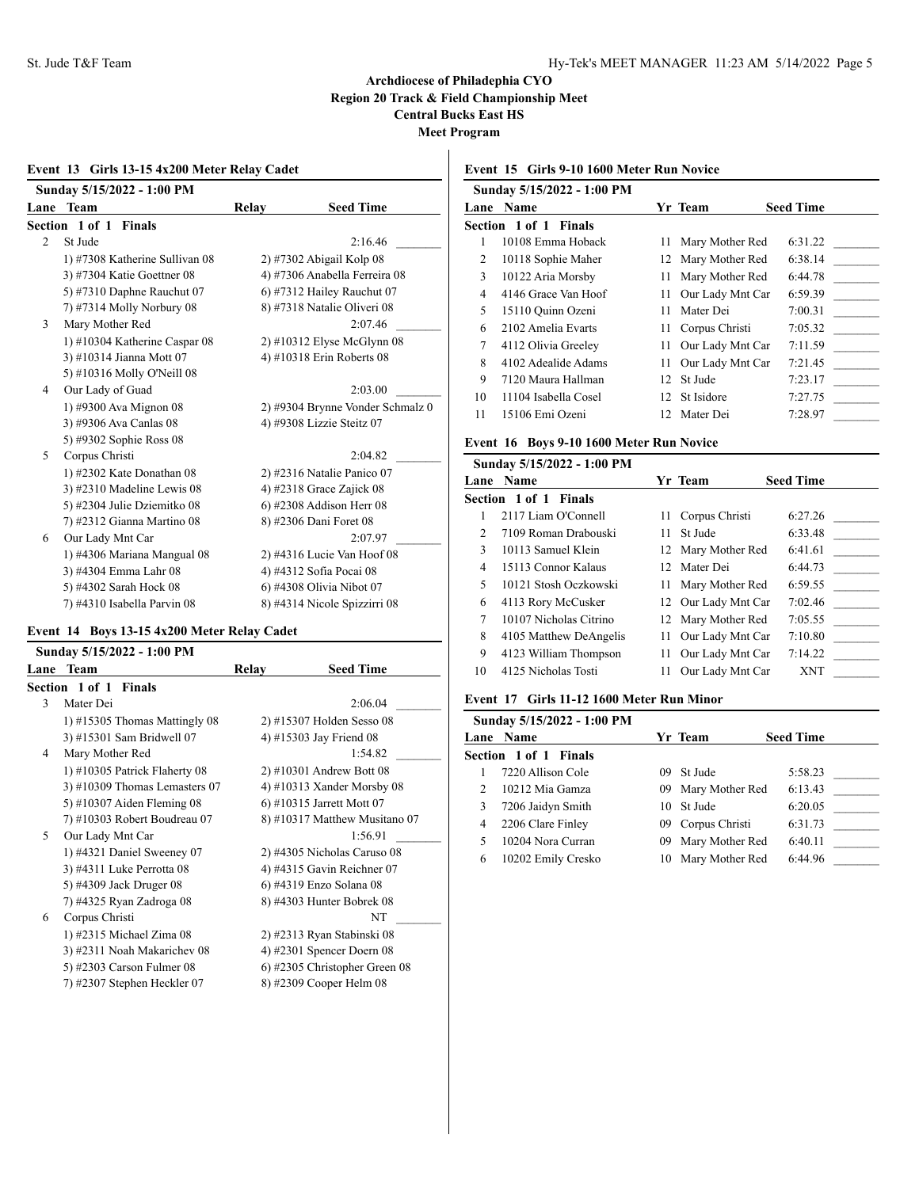## Archdiocese of Philadelphia CYO
## Region 20 Track & Field Championship Meet
## Central Bucks East HS
## Meet Program

### Event 13 Girls 13-15 4x200 Meter Relay Cadet

Sunday 5/15/2022 - 1:00 PM

| Lane | Team | Relay | Seed Time |
|---|---|---|---|
| **Section 1 of 1 Finals** | | | |
| 2 | St Jude | | 2:16.46 |
| | 1) #7308 Katherine Sullivan 08 | 2) #7302 Abigail Kolp 08 | |
| | 3) #7304 Katie Goettner 08 | 4) #7306 Anabella Ferreira 08 | |
| | 5) #7310 Daphne Rauchut 07 | 6) #7312 Hailey Rauchut 07 | |
| | 7) #7314 Molly Norbury 08 | 8) #7318 Natalie Oliveri 08 | |
| 3 | Mary Mother Red | | 2:07.46 |
| | 1) #10304 Katherine Caspar 08 | 2) #10312 Elyse McGlynn 08 | |
| | 3) #10314 Jianna Mott 07 | 4) #10318 Erin Roberts 08 | |
| | 5) #10316 Molly O'Neill 08 | | |
| 4 | Our Lady of Guad | | 2:03.00 |
| | 1) #9300 Ava Mignon 08 | 2) #9304 Brynne Vonder Schmalz 0 | |
| | 3) #9306 Ava Canlas 08 | 4) #9308 Lizzie Steitz 07 | |
| | 5) #9302 Sophie Ross 08 | | |
| 5 | Corpus Christi | | 2:04.82 |
| | 1) #2302 Kate Donathan 08 | 2) #2316 Natalie Panico 07 | |
| | 3) #2310 Madeline Lewis 08 | 4) #2318 Grace Zajick 08 | |
| | 5) #2304 Julie Dziemitko 08 | 6) #2308 Addison Herr 08 | |
| | 7) #2312 Gianna Martino 08 | 8) #2306 Dani Foret 08 | |
| 6 | Our Lady Mnt Car | | 2:07.97 |
| | 1) #4306 Mariana Mangual 08 | 2) #4316 Lucie Van Hoof 08 | |
| | 3) #4304 Emma Lahr 08 | 4) #4312 Sofia Pocai 08 | |
| | 5) #4302 Sarah Hock 08 | 6) #4308 Olivia Nibot 07 | |
| | 7) #4310 Isabella Parvin 08 | 8) #4314 Nicole Spizzirri 08 | |

### Event 14 Boys 13-15 4x200 Meter Relay Cadet

Sunday 5/15/2022 - 1:00 PM

| Lane | Team | Relay | Seed Time |
|---|---|---|---|
| **Section 1 of 1 Finals** | | | |
| 3 | Mater Dei | | 2:06.04 |
| | 1) #15305 Thomas Mattingly 08 | 2) #15307 Holden Sesso 08 | |
| | 3) #15301 Sam Bridwell 07 | 4) #15303 Jay Friend 08 | |
| 4 | Mary Mother Red | | 1:54.82 |
| | 1) #10305 Patrick Flaherty 08 | 2) #10301 Andrew Bott 08 | |
| | 3) #10309 Thomas Lemasters 07 | 4) #10313 Xander Morsby 08 | |
| | 5) #10307 Aiden Fleming 08 | 6) #10315 Jarrett Mott 07 | |
| | 7) #10303 Robert Boudreau 07 | 8) #10317 Matthew Musitano 07 | |
| 5 | Our Lady Mnt Car | | 1:56.91 |
| | 1) #4321 Daniel Sweeney 07 | 2) #4305 Nicholas Caruso 08 | |
| | 3) #4311 Luke Perrotta 08 | 4) #4315 Gavin Reichner 07 | |
| | 5) #4309 Jack Druger 08 | 6) #4319 Enzo Solana 08 | |
| | 7) #4325 Ryan Zadroga 08 | 8) #4303 Hunter Bobrek 08 | |
| 6 | Corpus Christi | | NT |
| | 1) #2315 Michael Zima 08 | 2) #2313 Ryan Stabinski 08 | |
| | 3) #2311 Noah Makarichev 08 | 4) #2301 Spencer Doern 08 | |
| | 5) #2303 Carson Fulmer 08 | 6) #2305 Christopher Green 08 | |
| | 7) #2307 Stephen Heckler 07 | 8) #2309 Cooper Helm 08 | |

### Event 15 Girls 9-10 1600 Meter Run Novice

Sunday 5/15/2022 - 1:00 PM

| Lane | Name | Yr | Team | Seed Time |
|---|---|---|---|---|
| **Section 1 of 1 Finals** | | | | |
| 1 | 10108 Emma Hoback | 11 | Mary Mother Red | 6:31.22 |
| 2 | 10118 Sophie Maher | 12 | Mary Mother Red | 6:38.14 |
| 3 | 10122 Aria Morsby | 11 | Mary Mother Red | 6:44.78 |
| 4 | 4146 Grace Van Hoof | 11 | Our Lady Mnt Car | 6:59.39 |
| 5 | 15110 Quinn Ozeni | 11 | Mater Dei | 7:00.31 |
| 6 | 2102 Amelia Evarts | 11 | Corpus Christi | 7:05.32 |
| 7 | 4112 Olivia Greeley | 11 | Our Lady Mnt Car | 7:11.59 |
| 8 | 4102 Adealide Adams | 11 | Our Lady Mnt Car | 7:21.45 |
| 9 | 7120 Maura Hallman | 12 | St Jude | 7:23.17 |
| 10 | 11104 Isabella Cosel | 12 | St Isidore | 7:27.75 |
| 11 | 15106 Emi Ozeni | 12 | Mater Dei | 7:28.97 |

### Event 16 Boys 9-10 1600 Meter Run Novice

Sunday 5/15/2022 - 1:00 PM

| Lane | Name | Yr | Team | Seed Time |
|---|---|---|---|---|
| **Section 1 of 1 Finals** | | | | |
| 1 | 2117 Liam O'Connell | 11 | Corpus Christi | 6:27.26 |
| 2 | 7109 Roman Drabouski | 11 | St Jude | 6:33.48 |
| 3 | 10113 Samuel Klein | 12 | Mary Mother Red | 6:41.61 |
| 4 | 15113 Connor Kalaus | 12 | Mater Dei | 6:44.73 |
| 5 | 10121 Stosh Oczkowski | 11 | Mary Mother Red | 6:59.55 |
| 6 | 4113 Rory McCusker | 12 | Our Lady Mnt Car | 7:02.46 |
| 7 | 10107 Nicholas Citrino | 12 | Mary Mother Red | 7:05.55 |
| 8 | 4105 Matthew DeAngelis | 11 | Our Lady Mnt Car | 7:10.80 |
| 9 | 4123 William Thompson | 11 | Our Lady Mnt Car | 7:14.22 |
| 10 | 4125 Nicholas Tosti | 11 | Our Lady Mnt Car | XNT |

### Event 17 Girls 11-12 1600 Meter Run Minor

Sunday 5/15/2022 - 1:00 PM

| Lane | Name | Yr | Team | Seed Time |
|---|---|---|---|---|
| **Section 1 of 1 Finals** | | | | |
| 1 | 7220 Allison Cole | 09 | St Jude | 5:58.23 |
| 2 | 10212 Mia Gamza | 09 | Mary Mother Red | 6:13.43 |
| 3 | 7206 Jaidyn Smith | 10 | St Jude | 6:20.05 |
| 4 | 2206 Clare Finley | 09 | Corpus Christi | 6:31.73 |
| 5 | 10204 Nora Curran | 09 | Mary Mother Red | 6:40.11 |
| 6 | 10202 Emily Cresko | 10 | Mary Mother Red | 6:44.96 |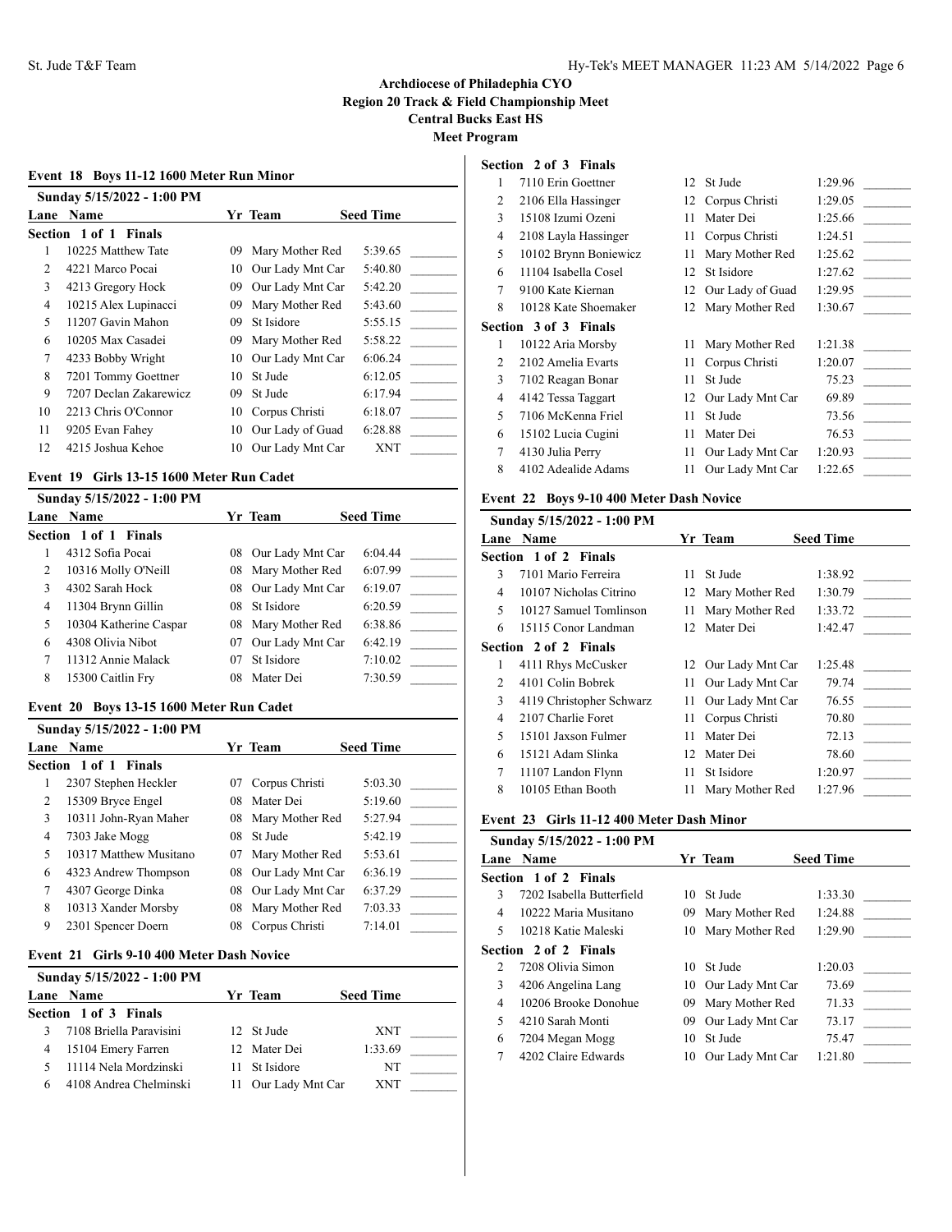# Archdiocese of Philadelphia CYO
## Region 20 Track & Field Championship Meet
### Central Bucks East HS
### Meet Program

### Event 18 Boys 11-12 1600 Meter Run Minor

Sunday 5/15/2022 - 1:00 PM

**Section 1 of 1 Finals**

| Lane | Name | Yr | Team | Seed Time | |
|---|---|---|---|---|---|
| 1 | 10225 Matthew Tate | 09 | Mary Mother Red | 5:39.65 | _______ |
| 2 | 4221 Marco Pocai | 10 | Our Lady Mnt Car | 5:40.80 | _______ |
| 3 | 4213 Gregory Hock | 09 | Our Lady Mnt Car | 5:42.20 | _______ |
| 4 | 10215 Alex Lupinacci | 09 | Mary Mother Red | 5:43.60 | _______ |
| 5 | 11207 Gavin Mahon | 09 | St Isidore | 5:55.15 | _______ |
| 6 | 10205 Max Casadei | 09 | Mary Mother Red | 5:58.22 | _______ |
| 7 | 4233 Bobby Wright | 10 | Our Lady Mnt Car | 6:06.24 | _______ |
| 8 | 7201 Tommy Goettner | 10 | St Jude | 6:12.05 | _______ |
| 9 | 7207 Declan Zakarewicz | 09 | St Jude | 6:17.94 | _______ |
| 10 | 2213 Chris O'Connor | 10 | Corpus Christi | 6:18.07 | _______ |
| 11 | 9205 Evan Fahey | 10 | Our Lady of Guad | 6:28.88 | _______ |
| 12 | 4215 Joshua Kehoe | 10 | Our Lady Mnt Car | XNT | _______ |

### Event 19 Girls 13-15 1600 Meter Run Cadet

Sunday 5/15/2022 - 1:00 PM

**Section 1 of 1 Finals**

| Lane | Name | Yr | Team | Seed Time | |
|---|---|---|---|---|---|
| 1 | 4312 Sofia Pocai | 08 | Our Lady Mnt Car | 6:04.44 | _______ |
| 2 | 10316 Molly O'Neill | 08 | Mary Mother Red | 6:07.99 | _______ |
| 3 | 4302 Sarah Hock | 08 | Our Lady Mnt Car | 6:19.07 | _______ |
| 4 | 11304 Brynn Gillin | 08 | St Isidore | 6:20.59 | _______ |
| 5 | 10304 Katherine Caspar | 08 | Mary Mother Red | 6:38.86 | _______ |
| 6 | 4308 Olivia Nibot | 07 | Our Lady Mnt Car | 6:42.19 | _______ |
| 7 | 11312 Annie Malack | 07 | St Isidore | 7:10.02 | _______ |
| 8 | 15300 Caitlin Fry | 08 | Mater Dei | 7:30.59 | _______ |

### Event 20 Boys 13-15 1600 Meter Run Cadet

Sunday 5/15/2022 - 1:00 PM

**Section 1 of 1 Finals**

| Lane | Name | Yr | Team | Seed Time | |
|---|---|---|---|---|---|
| 1 | 2307 Stephen Heckler | 07 | Corpus Christi | 5:03.30 | _______ |
| 2 | 15309 Bryce Engel | 08 | Mater Dei | 5:19.60 | _______ |
| 3 | 10311 John-Ryan Maher | 08 | Mary Mother Red | 5:27.94 | _______ |
| 4 | 7303 Jake Mogg | 08 | St Jude | 5:42.19 | _______ |
| 5 | 10317 Matthew Musitano | 07 | Mary Mother Red | 5:53.61 | _______ |
| 6 | 4323 Andrew Thompson | 08 | Our Lady Mnt Car | 6:36.19 | _______ |
| 7 | 4307 George Dinka | 08 | Our Lady Mnt Car | 6:37.29 | _______ |
| 8 | 10313 Xander Morsby | 08 | Mary Mother Red | 7:03.33 | _______ |
| 9 | 2301 Spencer Doern | 08 | Corpus Christi | 7:14.01 | _______ |

### Event 21 Girls 9-10 400 Meter Dash Novice

Sunday 5/15/2022 - 1:00 PM

| Lane | Name | Yr | Team | Seed Time | |
|---|---|---|---|---|---|
| **Section 1 of 3 Finals** | | | | | |
| 3 | 7108 Briella Paravisini | 12 | St Jude | XNT | _______ |
| 4 | 15104 Emery Farren | 12 | Mater Dei | 1:33.69 | _______ |
| 5 | 11114 Nela Mordzinski | 11 | St Isidore | NT | _______ |
| 6 | 4108 Andrea Chelminski | 11 | Our Lady Mnt Car | XNT | _______ |
| **Section 2 of 3 Finals** | | | | | |
| 1 | 7110 Erin Goettner | 12 | St Jude | 1:29.96 | _______ |
| 2 | 2106 Ella Hassinger | 12 | Corpus Christi | 1:29.05 | _______ |
| 3 | 15108 Izumi Ozeni | 11 | Mater Dei | 1:25.66 | _______ |
| 4 | 2108 Layla Hassinger | 11 | Corpus Christi | 1:24.51 | _______ |
| 5 | 10102 Brynn Boniewicz | 11 | Mary Mother Red | 1:25.62 | _______ |
| 6 | 11104 Isabella Cosel | 12 | St Isidore | 1:27.62 | _______ |
| 7 | 9100 Kate Kiernan | 12 | Our Lady of Guad | 1:29.95 | _______ |
| 8 | 10128 Kate Shoemaker | 12 | Mary Mother Red | 1:30.67 | _______ |
| **Section 3 of 3 Finals** | | | | | |
| 1 | 10122 Aria Morsby | 11 | Mary Mother Red | 1:21.38 | _______ |
| 2 | 2102 Amelia Evarts | 11 | Corpus Christi | 1:20.07 | _______ |
| 3 | 7102 Reagan Bonar | 11 | St Jude | 75.23 | _______ |
| 4 | 4142 Tessa Taggart | 12 | Our Lady Mnt Car | 69.89 | _______ |
| 5 | 7106 McKenna Friel | 11 | St Jude | 73.56 | _______ |
| 6 | 15102 Lucia Cugini | 11 | Mater Dei | 76.53 | _______ |
| 7 | 4130 Julia Perry | 11 | Our Lady Mnt Car | 1:20.93 | _______ |
| 8 | 4102 Adealide Adams | 11 | Our Lady Mnt Car | 1:22.65 | _______ |

### Event 22 Boys 9-10 400 Meter Dash Novice

Sunday 5/15/2022 - 1:00 PM

| Lane | Name | Yr | Team | Seed Time | |
|---|---|---|---|---|---|
| **Section 1 of 2 Finals** | | | | | |
| 3 | 7101 Mario Ferreira | 11 | St Jude | 1:38.92 | _______ |
| 4 | 10107 Nicholas Citrino | 12 | Mary Mother Red | 1:30.79 | _______ |
| 5 | 10127 Samuel Tomlinson | 11 | Mary Mother Red | 1:33.72 | _______ |
| 6 | 15115 Conor Landman | 12 | Mater Dei | 1:42.47 | _______ |
| **Section 2 of 2 Finals** | | | | | |
| 1 | 4111 Rhys McCusker | 12 | Our Lady Mnt Car | 1:25.48 | _______ |
| 2 | 4101 Colin Bobrek | 11 | Our Lady Mnt Car | 79.74 | _______ |
| 3 | 4119 Christopher Schwarz | 11 | Our Lady Mnt Car | 76.55 | _______ |
| 4 | 2107 Charlie Foret | 11 | Corpus Christi | 70.80 | _______ |
| 5 | 15101 Jaxson Fulmer | 11 | Mater Dei | 72.13 | _______ |
| 6 | 15121 Adam Slinka | 12 | Mater Dei | 78.60 | _______ |
| 7 | 11107 Landon Flynn | 11 | St Isidore | 1:20.97 | _______ |
| 8 | 10105 Ethan Booth | 11 | Mary Mother Red | 1:27.96 | _______ |

### Event 23 Girls 11-12 400 Meter Dash Minor

Sunday 5/15/2022 - 1:00 PM

| Lane | Name | Yr | Team | Seed Time | |
|---|---|---|---|---|---|
| **Section 1 of 2 Finals** | | | | | |
| 3 | 7202 Isabella Butterfield | 10 | St Jude | 1:33.30 | _______ |
| 4 | 10222 Maria Musitano | 09 | Mary Mother Red | 1:24.88 | _______ |
| 5 | 10218 Katie Maleski | 10 | Mary Mother Red | 1:29.90 | _______ |
| **Section 2 of 2 Finals** | | | | | |
| 2 | 7208 Olivia Simon | 10 | St Jude | 1:20.03 | _______ |
| 3 | 4206 Angelina Lang | 10 | Our Lady Mnt Car | 73.69 | _______ |
| 4 | 10206 Brooke Donohue | 09 | Mary Mother Red | 71.33 | _______ |
| 5 | 4210 Sarah Monti | 09 | Our Lady Mnt Car | 73.17 | _______ |
| 6 | 7204 Megan Mogg | 10 | St Jude | 75.47 | _______ |
| 7 | 4202 Claire Edwards | 10 | Our Lady Mnt Car | 1:21.80 | _______ |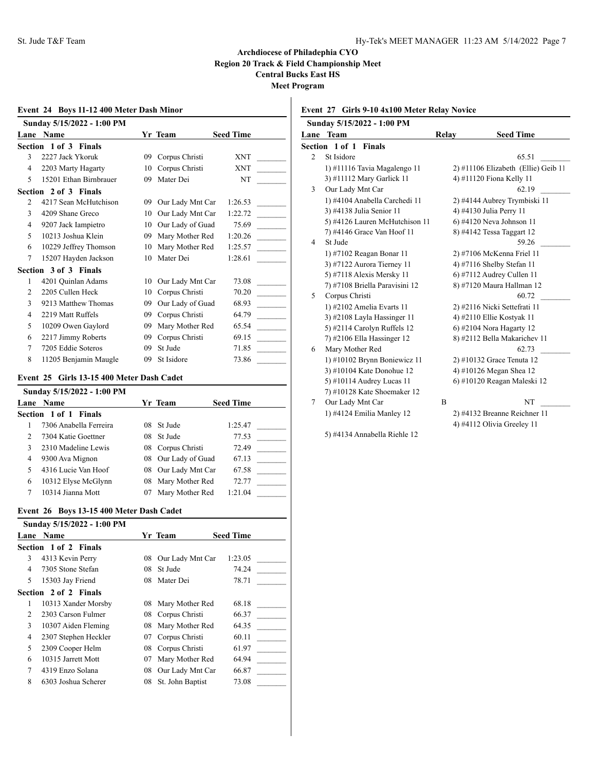# Archdiocese of Philadelphia CYO
## Region 20 Track & Field Championship Meet
### Central Bucks East HS
### Meet Program

### Event 24 Boys 11-12 400 Meter Dash Minor

**Sunday 5/15/2022 - 1:00 PM**

| Lane | Name | Yr | Team | Seed Time | |
|---|---|---|---|---|---|
| **Section 1 of 3 Finals** | | | | | |
| 3 | 2227 Jack Ykoruk | 09 | Corpus Christi | XNT | _______ |
| 4 | 2203 Marty Hagarty | 10 | Corpus Christi | XNT | _______ |
| 5 | 15201 Ethan Birnbrauer | 09 | Mater Dei | NT | _______ |
| **Section 2 of 3 Finals** | | | | | |
| 2 | 4217 Sean McHutchison | 09 | Our Lady Mnt Car | 1:26.53 | _______ |
| 3 | 4209 Shane Greco | 10 | Our Lady Mnt Car | 1:22.72 | _______ |
| 4 | 9207 Jack Iampietro | 10 | Our Lady of Guad | 75.69 | _______ |
| 5 | 10213 Joshua Klein | 09 | Mary Mother Red | 1:20.26 | _______ |
| 6 | 10229 Jeffrey Thomson | 10 | Mary Mother Red | 1:25.57 | _______ |
| 7 | 15207 Hayden Jackson | 10 | Mater Dei | 1:28.61 | _______ |
| **Section 3 of 3 Finals** | | | | | |
| 1 | 4201 Quinlan Adams | 10 | Our Lady Mnt Car | 73.08 | _______ |
| 2 | 2205 Cullen Heck | 10 | Corpus Christi | 70.20 | _______ |
| 3 | 9213 Matthew Thomas | 09 | Our Lady of Guad | 68.93 | _______ |
| 4 | 2219 Matt Ruffels | 09 | Corpus Christi | 64.79 | _______ |
| 5 | 10209 Owen Gaylord | 09 | Mary Mother Red | 65.54 | _______ |
| 6 | 2217 Jimmy Roberts | 09 | Corpus Christi | 69.15 | _______ |
| 7 | 7205 Eddie Soteros | 09 | St Jude | 71.85 | _______ |
| 8 | 11205 Benjamin Maugle | 09 | St Isidore | 73.86 | _______ |

### Event 25 Girls 13-15 400 Meter Dash Cadet

**Sunday 5/15/2022 - 1:00 PM**

| Lane | Name | Yr | Team | Seed Time | |
|---|---|---|---|---|---|
| **Section 1 of 1 Finals** | | | | | |
| 1 | 7306 Anabella Ferreira | 08 | St Jude | 1:25.47 | _______ |
| 2 | 7304 Katie Goettner | 08 | St Jude | 77.53 | _______ |
| 3 | 2310 Madeline Lewis | 08 | Corpus Christi | 72.49 | _______ |
| 4 | 9300 Ava Mignon | 08 | Our Lady of Guad | 67.13 | _______ |
| 5 | 4316 Lucie Van Hoof | 08 | Our Lady Mnt Car | 67.58 | _______ |
| 6 | 10312 Elyse McGlynn | 08 | Mary Mother Red | 72.77 | _______ |
| 7 | 10314 Jianna Mott | 07 | Mary Mother Red | 1:21.04 | _______ |

### Event 26 Boys 13-15 400 Meter Dash Cadet

**Sunday 5/15/2022 - 1:00 PM**

| Lane | Name | Yr | Team | Seed Time | |
|---|---|---|---|---|---|
| **Section 1 of 2 Finals** | | | | | |
| 3 | 4313 Kevin Perry | 08 | Our Lady Mnt Car | 1:23.05 | _______ |
| 4 | 7305 Stone Stefan | 08 | St Jude | 74.24 | _______ |
| 5 | 15303 Jay Friend | 08 | Mater Dei | 78.71 | _______ |
| **Section 2 of 2 Finals** | | | | | |
| 1 | 10313 Xander Morsby | 08 | Mary Mother Red | 68.18 | _______ |
| 2 | 2303 Carson Fulmer | 08 | Corpus Christi | 66.37 | _______ |
| 3 | 10307 Aiden Fleming | 08 | Mary Mother Red | 64.35 | _______ |
| 4 | 2307 Stephen Heckler | 07 | Corpus Christi | 60.11 | _______ |
| 5 | 2309 Cooper Helm | 08 | Corpus Christi | 61.97 | _______ |
| 6 | 10315 Jarrett Mott | 07 | Mary Mother Red | 64.94 | _______ |
| 7 | 4319 Enzo Solana | 08 | Our Lady Mnt Car | 66.87 | _______ |
| 8 | 6303 Joshua Scherer | 08 | St. John Baptist | 73.08 | _______ |

### Event 27 Girls 9-10 4x100 Meter Relay Novice

**Sunday 5/15/2022 - 1:00 PM**

| Lane | Team | Relay | Seed Time | |
|---|---|---|---|---|
| **Section 1 of 1 Finals** | | | | |
| 2 | St Isidore | | 65.51 | _______ |
| | 1) #11116 Tavia Magalengo 11 | 2) #11106 Elizabeth (Ellie) Geib 11 | | |
| | 3) #11112 Mary Garlick 11 | 4) #11120 Fiona Kelly 11 | | |
| 3 | Our Lady Mnt Car | | 62.19 | _______ |
| | 1) #4104 Anabella Carchedi 11 | 2) #4144 Aubrey Trymbiski 11 | | |
| | 3) #4138 Julia Senior 11 | 4) #4130 Julia Perry 11 | | |
| | 5) #4126 Lauren McHutchison 11 | 6) #4120 Neva Johnson 11 | | |
| | 7) #4146 Grace Van Hoof 11 | 8) #4142 Tessa Taggart 12 | | |
| 4 | St Jude | | 59.26 | _______ |
| | 1) #7102 Reagan Bonar 11 | 2) #7106 McKenna Friel 11 | | |
| | 3) #7122 Aurora Tierney 11 | 4) #7116 Shelby Stefan 11 | | |
| | 5) #7118 Alexis Mersky 11 | 6) #7112 Audrey Cullen 11 | | |
| | 7) #7108 Briella Paravisini 12 | 8) #7120 Maura Hallman 12 | | |
| 5 | Corpus Christi | | 60.72 | _______ |
| | 1) #2102 Amelia Evarts 11 | 2) #2116 Nicki Settefrati 11 | | |
| | 3) #2108 Layla Hassinger 11 | 4) #2110 Ellie Kostyak 11 | | |
| | 5) #2114 Carolyn Ruffels 12 | 6) #2104 Nora Hagarty 12 | | |
| | 7) #2106 Ella Hassinger 12 | 8) #2112 Bella Makarichev 11 | | |
| 6 | Mary Mother Red | | 62.73 | _______ |
| | 1) #10102 Brynn Boniewicz 11 | 2) #10132 Grace Tenuta 12 | | |
| | 3) #10104 Kate Donohue 12 | 4) #10126 Megan Shea 12 | | |
| | 5) #10114 Audrey Lucas 11 | 6) #10120 Reagan Maleski 12 | | |
| | 7) #10128 Kate Shoemaker 12 | | | |
| 7 | Our Lady Mnt Car | B | NT | _______ |
| | 1) #4124 Emilia Manley 12 | 2) #4132 Breanne Reichner 11 | | |
| | | 4) #4112 Olivia Greeley 11 | | |
| | 5) #4134 Annabella Riehle 12 | | | |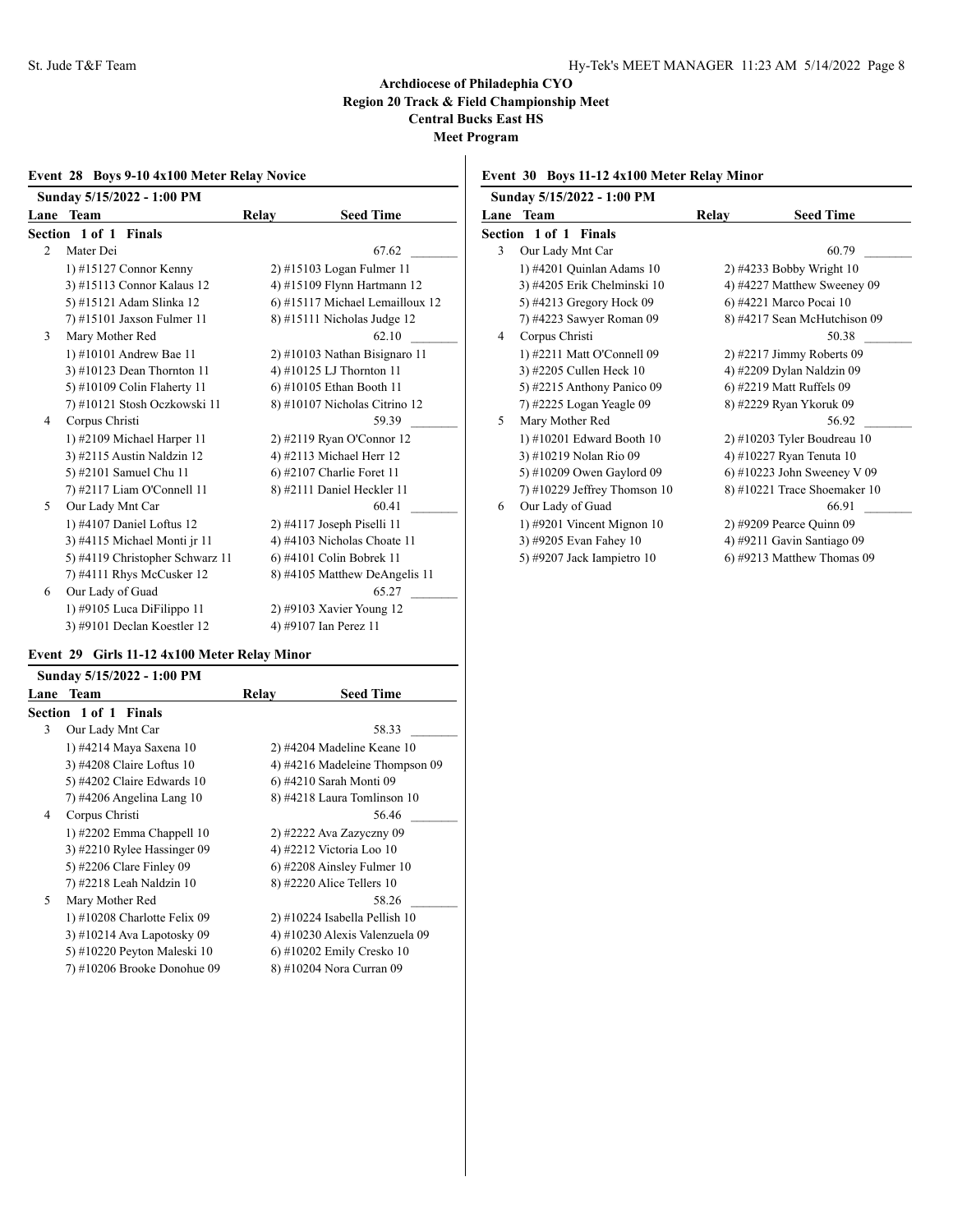**Archdiocese of Philadelphia CYO**
**Region 20 Track & Field Championship Meet**
**Central Bucks East HS**
**Meet Program**

### Event 28 Boys 9-10 4x100 Meter Relay Novice

Sunday 5/15/2022 - 1:00 PM

| Lane | Team | Relay | Seed Time |
|---|---|---|---|
| **Section 1 of 1 Finals** | | | |
| 2 | Mater Dei | | 67.62 ________ |
| | 1) #15127 Connor Kenny | 2) #15103 Logan Fulmer 11 | |
| | 3) #15113 Connor Kalaus 12 | 4) #15109 Flynn Hartmann 12 | |
| | 5) #15121 Adam Slinka 12 | 6) #15117 Michael Lemailloux 12 | |
| | 7) #15101 Jaxson Fulmer 11 | 8) #15111 Nicholas Judge 12 | |
| 3 | Mary Mother Red | | 62.10 ________ |
| | 1) #10101 Andrew Bae 11 | 2) #10103 Nathan Bisignaro 11 | |
| | 3) #10123 Dean Thornton 11 | 4) #10125 LJ Thornton 11 | |
| | 5) #10109 Colin Flaherty 11 | 6) #10105 Ethan Booth 11 | |
| | 7) #10121 Stosh Oczkowski 11 | 8) #10107 Nicholas Citrino 12 | |
| 4 | Corpus Christi | | 59.39 ________ |
| | 1) #2109 Michael Harper 11 | 2) #2119 Ryan O'Connor 12 | |
| | 3) #2115 Austin Naldzin 12 | 4) #2113 Michael Herr 12 | |
| | 5) #2101 Samuel Chu 11 | 6) #2107 Charlie Foret 11 | |
| | 7) #2117 Liam O'Connell 11 | 8) #2111 Daniel Heckler 11 | |
| 5 | Our Lady Mnt Car | | 60.41 ________ |
| | 1) #4107 Daniel Loftus 12 | 2) #4117 Joseph Piselli 11 | |
| | 3) #4115 Michael Monti jr 11 | 4) #4103 Nicholas Choate 11 | |
| | 5) #4119 Christopher Schwarz 11 | 6) #4101 Colin Bobrek 11 | |
| | 7) #4111 Rhys McCusker 12 | 8) #4105 Matthew DeAngelis 11 | |
| 6 | Our Lady of Guad | | 65.27 ________ |
| | 1) #9105 Luca DiFilippo 11 | 2) #9103 Xavier Young 12 | |
| | 3) #9101 Declan Koestler 12 | 4) #9107 Ian Perez 11 | |

### Event 29 Girls 11-12 4x100 Meter Relay Minor

Sunday 5/15/2022 - 1:00 PM

| Lane | Team | Relay | Seed Time |
|---|---|---|---|
| **Section 1 of 1 Finals** | | | |
| 3 | Our Lady Mnt Car | | 58.33 ________ |
| | 1) #4214 Maya Saxena 10 | 2) #4204 Madeline Keane 10 | |
| | 3) #4208 Claire Loftus 10 | 4) #4216 Madeleine Thompson 09 | |
| | 5) #4202 Claire Edwards 10 | 6) #4210 Sarah Monti 09 | |
| | 7) #4206 Angelina Lang 10 | 8) #4218 Laura Tomlinson 10 | |
| 4 | Corpus Christi | | 56.46 ________ |
| | 1) #2202 Emma Chappell 10 | 2) #2222 Ava Zazyczny 09 | |
| | 3) #2210 Rylee Hassinger 09 | 4) #2212 Victoria Loo 10 | |
| | 5) #2206 Clare Finley 09 | 6) #2208 Ainsley Fulmer 10 | |
| | 7) #2218 Leah Naldzin 10 | 8) #2220 Alice Tellers 10 | |
| 5 | Mary Mother Red | | 58.26 ________ |
| | 1) #10208 Charlotte Felix 09 | 2) #10224 Isabella Pellish 10 | |
| | 3) #10214 Ava Lapotosky 09 | 4) #10230 Alexis Valenzuela 09 | |
| | 5) #10220 Peyton Maleski 10 | 6) #10202 Emily Cresko 10 | |
| | 7) #10206 Brooke Donohue 09 | 8) #10204 Nora Curran 09 | |

### Event 30 Boys 11-12 4x100 Meter Relay Minor

Sunday 5/15/2022 - 1:00 PM

| Lane | Team | Relay | Seed Time |
|---|---|---|---|
| **Section 1 of 1 Finals** | | | |
| 3 | Our Lady Mnt Car | | 60.79 ________ |
| | 1) #4201 Quinlan Adams 10 | 2) #4233 Bobby Wright 10 | |
| | 3) #4205 Erik Chelminski 10 | 4) #4227 Matthew Sweeney 09 | |
| | 5) #4213 Gregory Hock 09 | 6) #4221 Marco Pocai 10 | |
| | 7) #4223 Sawyer Roman 09 | 8) #4217 Sean McHutchison 09 | |
| 4 | Corpus Christi | | 50.38 ________ |
| | 1) #2211 Matt O'Connell 09 | 2) #2217 Jimmy Roberts 09 | |
| | 3) #2205 Cullen Heck 10 | 4) #2209 Dylan Naldzin 09 | |
| | 5) #2215 Anthony Panico 09 | 6) #2219 Matt Ruffels 09 | |
| | 7) #2225 Logan Yeagle 09 | 8) #2229 Ryan Ykoruk 09 | |
| 5 | Mary Mother Red | | 56.92 ________ |
| | 1) #10201 Edward Booth 10 | 2) #10203 Tyler Boudreau 10 | |
| | 3) #10219 Nolan Rio 09 | 4) #10227 Ryan Tenuta 10 | |
| | 5) #10209 Owen Gaylord 09 | 6) #10223 John Sweeney V 09 | |
| | 7) #10229 Jeffrey Thomson 10 | 8) #10221 Trace Shoemaker 10 | |
| 6 | Our Lady of Guad | | 66.91 ________ |
| | 1) #9201 Vincent Mignon 10 | 2) #9209 Pearce Quinn 09 | |
| | 3) #9205 Evan Fahey 10 | 4) #9211 Gavin Santiago 09 | |
| | 5) #9207 Jack Iampietro 10 | 6) #9213 Matthew Thomas 09 | |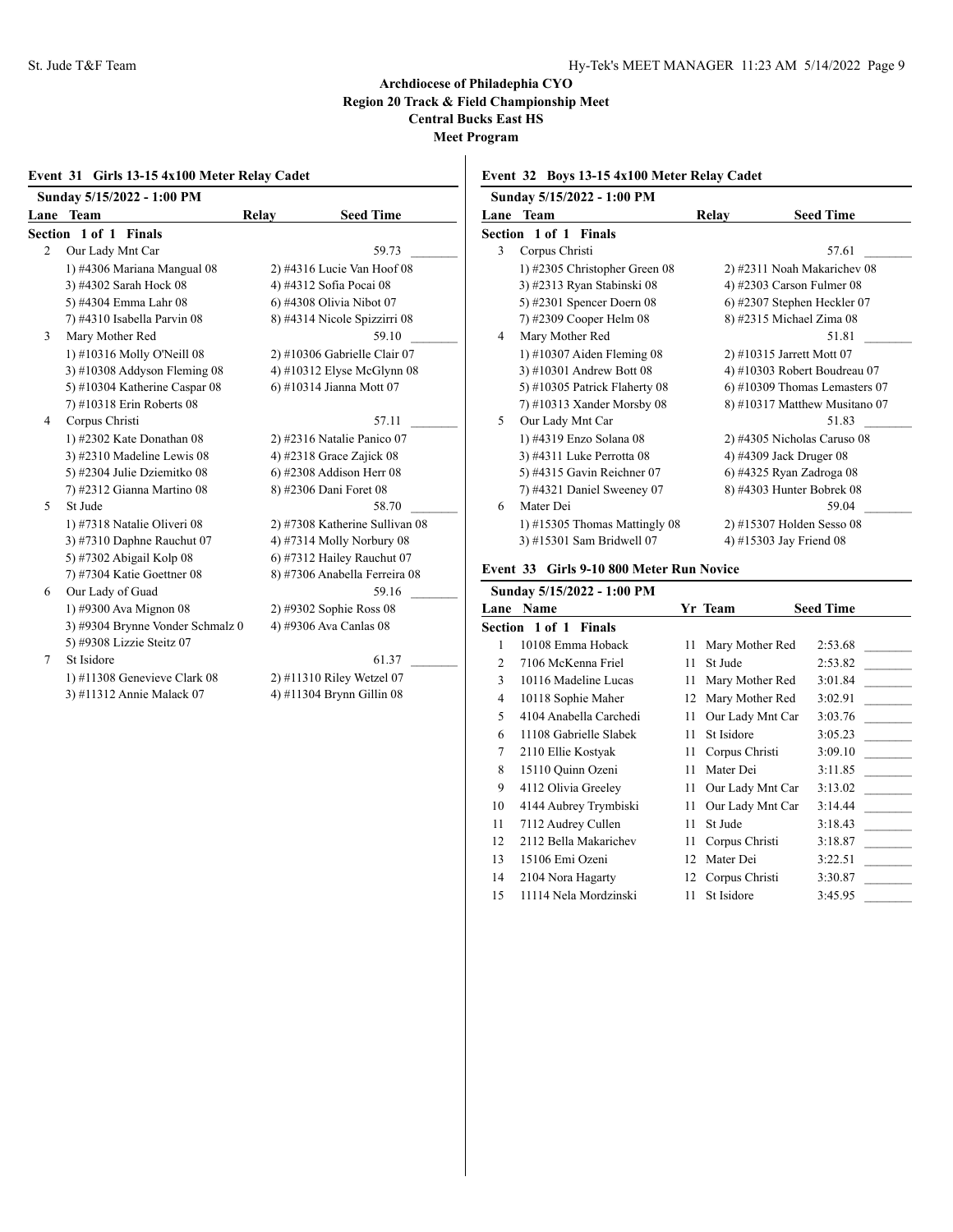# Archdiocese of Philadelphia CYO
## Region 20 Track & Field Championship Meet
## Central Bucks East HS
## Meet Program

### Event 31 Girls 13-15 4x100 Meter Relay Cadet

**Sunday 5/15/2022 - 1:00 PM**

| Lane | Team | Relay | Seed Time |
|---|---|---|---|
| **Section 1 of 1 Finals** | | | |
| 2 | Our Lady Mnt Car | | 59.73 |
| | 1) #4306 Mariana Mangual 08 | 2) #4316 Lucie Van Hoof 08 | |
| | 3) #4302 Sarah Hock 08 | 4) #4312 Sofia Pocai 08 | |
| | 5) #4304 Emma Lahr 08 | 6) #4308 Olivia Nibot 07 | |
| | 7) #4310 Isabella Parvin 08 | 8) #4314 Nicole Spizzirri 08 | |
| 3 | Mary Mother Red | | 59.10 |
| | 1) #10316 Molly O'Neill 08 | 2) #10306 Gabrielle Clair 07 | |
| | 3) #10308 Addyson Fleming 08 | 4) #10312 Elyse McGlynn 08 | |
| | 5) #10304 Katherine Caspar 08 | 6) #10314 Jianna Mott 07 | |
| | 7) #10318 Erin Roberts 08 | | |
| 4 | Corpus Christi | | 57.11 |
| | 1) #2302 Kate Donathan 08 | 2) #2316 Natalie Panico 07 | |
| | 3) #2310 Madeline Lewis 08 | 4) #2318 Grace Zajick 08 | |
| | 5) #2304 Julie Dziemitko 08 | 6) #2308 Addison Herr 08 | |
| | 7) #2312 Gianna Martino 08 | 8) #2306 Dani Foret 08 | |
| 5 | St Jude | | 58.70 |
| | 1) #7318 Natalie Oliveri 08 | 2) #7308 Katherine Sullivan 08 | |
| | 3) #7310 Daphne Rauchut 07 | 4) #7314 Molly Norbury 08 | |
| | 5) #7302 Abigail Kolp 08 | 6) #7312 Hailey Rauchut 07 | |
| | 7) #7304 Katie Goettner 08 | 8) #7306 Anabella Ferreira 08 | |
| 6 | Our Lady of Guad | | 59.16 |
| | 1) #9300 Ava Mignon 08 | 2) #9302 Sophie Ross 08 | |
| | 3) #9304 Brynne Vonder Schmalz 0 | 4) #9306 Ava Canlas 08 | |
| | 5) #9308 Lizzie Steitz 07 | | |
| 7 | St Isidore | | 61.37 |
| | 1) #11308 Genevieve Clark 08 | 2) #11310 Riley Wetzel 07 | |
| | 3) #11312 Annie Malack 07 | 4) #11304 Brynn Gillin 08 | |

### Event 32 Boys 13-15 4x100 Meter Relay Cadet

**Sunday 5/15/2022 - 1:00 PM**

| Lane | Team | Relay | Seed Time |
|---|---|---|---|
| **Section 1 of 1 Finals** | | | |
| 3 | Corpus Christi | | 57.61 |
| | 1) #2305 Christopher Green 08 | 2) #2311 Noah Makarichev 08 | |
| | 3) #2313 Ryan Stabinski 08 | 4) #2303 Carson Fulmer 08 | |
| | 5) #2301 Spencer Doern 08 | 6) #2307 Stephen Heckler 07 | |
| | 7) #2309 Cooper Helm 08 | 8) #2315 Michael Zima 08 | |
| 4 | Mary Mother Red | | 51.81 |
| | 1) #10307 Aiden Fleming 08 | 2) #10315 Jarrett Mott 07 | |
| | 3) #10301 Andrew Bott 08 | 4) #10303 Robert Boudreau 07 | |
| | 5) #10305 Patrick Flaherty 08 | 6) #10309 Thomas Lemasters 07 | |
| | 7) #10313 Xander Morsby 08 | 8) #10317 Matthew Musitano 07 | |
| 5 | Our Lady Mnt Car | | 51.83 |
| | 1) #4319 Enzo Solana 08 | 2) #4305 Nicholas Caruso 08 | |
| | 3) #4311 Luke Perrotta 08 | 4) #4309 Jack Druger 08 | |
| | 5) #4315 Gavin Reichner 07 | 6) #4325 Ryan Zadroga 08 | |
| | 7) #4321 Daniel Sweeney 07 | 8) #4303 Hunter Bobrek 08 | |
| 6 | Mater Dei | | 59.04 |
| | 1) #15305 Thomas Mattingly 08 | 2) #15307 Holden Sesso 08 | |
| | 3) #15301 Sam Bridwell 07 | 4) #15303 Jay Friend 08 | |

### Event 33 Girls 9-10 800 Meter Run Novice

**Sunday 5/15/2022 - 1:00 PM**

| Lane | Name | Yr | Team | Seed Time |
|---|---|---|---|---|
| **Section 1 of 1 Finals** | | | | |
| 1 | 10108 Emma Hoback | 11 | Mary Mother Red | 2:53.68 |
| 2 | 7106 McKenna Friel | 11 | St Jude | 2:53.82 |
| 3 | 10116 Madeline Lucas | 11 | Mary Mother Red | 3:01.84 |
| 4 | 10118 Sophie Maher | 12 | Mary Mother Red | 3:02.91 |
| 5 | 4104 Anabella Carchedi | 11 | Our Lady Mnt Car | 3:03.76 |
| 6 | 11108 Gabrielle Slabek | 11 | St Isidore | 3:05.23 |
| 7 | 2110 Ellie Kostyak | 11 | Corpus Christi | 3:09.10 |
| 8 | 15110 Quinn Ozeni | 11 | Mater Dei | 3:11.85 |
| 9 | 4112 Olivia Greeley | 11 | Our Lady Mnt Car | 3:13.02 |
| 10 | 4144 Aubrey Trymbiski | 11 | Our Lady Mnt Car | 3:14.44 |
| 11 | 7112 Audrey Cullen | 11 | St Jude | 3:18.43 |
| 12 | 2112 Bella Makarichev | 11 | Corpus Christi | 3:18.87 |
| 13 | 15106 Emi Ozeni | 12 | Mater Dei | 3:22.51 |
| 14 | 2104 Nora Hagarty | 12 | Corpus Christi | 3:30.87 |
| 15 | 11114 Nela Mordzinski | 11 | St Isidore | 3:45.95 |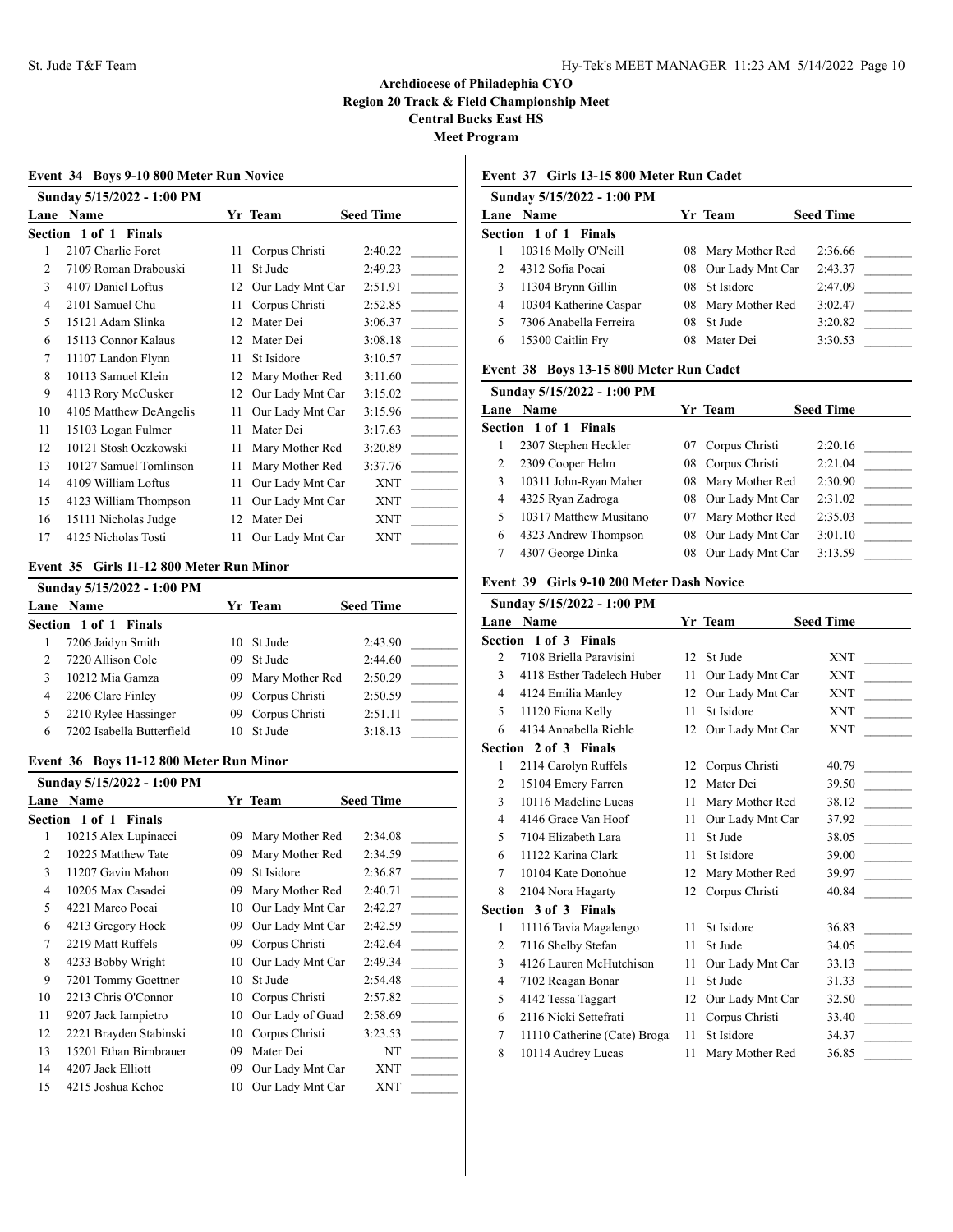# Archdiocese of Philadelphia CYO
## Region 20 Track & Field Championship Meet
### Central Bucks East HS
### Meet Program

### Event 34 Boys 9-10 800 Meter Run Novice

Sunday 5/15/2022 - 1:00 PM

| Lane | Name | Yr | Team | Seed Time | |
|---|---|---|---|---|---|
| **Section 1 of 1 Finals** | | | | | |
| 1 | 2107 Charlie Foret | 11 | Corpus Christi | 2:40.22 | _______ |
| 2 | 7109 Roman Drabouski | 11 | St Jude | 2:49.23 | _______ |
| 3 | 4107 Daniel Loftus | 12 | Our Lady Mnt Car | 2:51.91 | _______ |
| 4 | 2101 Samuel Chu | 11 | Corpus Christi | 2:52.85 | _______ |
| 5 | 15121 Adam Slinka | 12 | Mater Dei | 3:06.37 | _______ |
| 6 | 15113 Connor Kalaus | 12 | Mater Dei | 3:08.18 | _______ |
| 7 | 11107 Landon Flynn | 11 | St Isidore | 3:10.57 | _______ |
| 8 | 10113 Samuel Klein | 12 | Mary Mother Red | 3:11.60 | _______ |
| 9 | 4113 Rory McCusker | 12 | Our Lady Mnt Car | 3:15.02 | _______ |
| 10 | 4105 Matthew DeAngelis | 11 | Our Lady Mnt Car | 3:15.96 | _______ |
| 11 | 15103 Logan Fulmer | 11 | Mater Dei | 3:17.63 | _______ |
| 12 | 10121 Stosh Oczkowski | 11 | Mary Mother Red | 3:20.89 | _______ |
| 13 | 10127 Samuel Tomlinson | 11 | Mary Mother Red | 3:37.76 | _______ |
| 14 | 4109 William Loftus | 11 | Our Lady Mnt Car | XNT | _______ |
| 15 | 4123 William Thompson | 11 | Our Lady Mnt Car | XNT | _______ |
| 16 | 15111 Nicholas Judge | 12 | Mater Dei | XNT | _______ |
| 17 | 4125 Nicholas Tosti | 11 | Our Lady Mnt Car | XNT | _______ |

### Event 35 Girls 11-12 800 Meter Run Minor

Sunday 5/15/2022 - 1:00 PM

| Lane | Name | Yr | Team | Seed Time | |
|---|---|---|---|---|---|
| **Section 1 of 1 Finals** | | | | | |
| 1 | 7206 Jaidyn Smith | 10 | St Jude | 2:43.90 | _______ |
| 2 | 7220 Allison Cole | 09 | St Jude | 2:44.60 | _______ |
| 3 | 10212 Mia Gamza | 09 | Mary Mother Red | 2:50.29 | _______ |
| 4 | 2206 Clare Finley | 09 | Corpus Christi | 2:50.59 | _______ |
| 5 | 2210 Rylee Hassinger | 09 | Corpus Christi | 2:51.11 | _______ |
| 6 | 7202 Isabella Butterfield | 10 | St Jude | 3:18.13 | _______ |

### Event 36 Boys 11-12 800 Meter Run Minor

Sunday 5/15/2022 - 1:00 PM

| Lane | Name | Yr | Team | Seed Time | |
|---|---|---|---|---|---|
| **Section 1 of 1 Finals** | | | | | |
| 1 | 10215 Alex Lupinacci | 09 | Mary Mother Red | 2:34.08 | _______ |
| 2 | 10225 Matthew Tate | 09 | Mary Mother Red | 2:34.59 | _______ |
| 3 | 11207 Gavin Mahon | 09 | St Isidore | 2:36.87 | _______ |
| 4 | 10205 Max Casadei | 09 | Mary Mother Red | 2:40.71 | _______ |
| 5 | 4221 Marco Pocai | 10 | Our Lady Mnt Car | 2:42.27 | _______ |
| 6 | 4213 Gregory Hock | 09 | Our Lady Mnt Car | 2:42.59 | _______ |
| 7 | 2219 Matt Ruffels | 09 | Corpus Christi | 2:42.64 | _______ |
| 8 | 4233 Bobby Wright | 10 | Our Lady Mnt Car | 2:49.34 | _______ |
| 9 | 7201 Tommy Goettner | 10 | St Jude | 2:54.48 | _______ |
| 10 | 2213 Chris O'Connor | 10 | Corpus Christi | 2:57.82 | _______ |
| 11 | 9207 Jack Iampietro | 10 | Our Lady of Guad | 2:58.69 | _______ |
| 12 | 2221 Brayden Stabinski | 10 | Corpus Christi | 3:23.53 | _______ |
| 13 | 15201 Ethan Birnbrauer | 09 | Mater Dei | NT | _______ |
| 14 | 4207 Jack Elliott | 09 | Our Lady Mnt Car | XNT | _______ |
| 15 | 4215 Joshua Kehoe | 10 | Our Lady Mnt Car | XNT | _______ |

### Event 37 Girls 13-15 800 Meter Run Cadet

Sunday 5/15/2022 - 1:00 PM

| Lane | Name | Yr | Team | Seed Time | |
|---|---|---|---|---|---|
| **Section 1 of 1 Finals** | | | | | |
| 1 | 10316 Molly O'Neill | 08 | Mary Mother Red | 2:36.66 | _______ |
| 2 | 4312 Sofia Pocai | 08 | Our Lady Mnt Car | 2:43.37 | _______ |
| 3 | 11304 Brynn Gillin | 08 | St Isidore | 2:47.09 | _______ |
| 4 | 10304 Katherine Caspar | 08 | Mary Mother Red | 3:02.47 | _______ |
| 5 | 7306 Anabella Ferreira | 08 | St Jude | 3:20.82 | _______ |
| 6 | 15300 Caitlin Fry | 08 | Mater Dei | 3:30.53 | _______ |

### Event 38 Boys 13-15 800 Meter Run Cadet

Sunday 5/15/2022 - 1:00 PM

| Lane | Name | Yr | Team | Seed Time | |
|---|---|---|---|---|---|
| **Section 1 of 1 Finals** | | | | | |
| 1 | 2307 Stephen Heckler | 07 | Corpus Christi | 2:20.16 | _______ |
| 2 | 2309 Cooper Helm | 08 | Corpus Christi | 2:21.04 | _______ |
| 3 | 10311 John-Ryan Maher | 08 | Mary Mother Red | 2:30.90 | _______ |
| 4 | 4325 Ryan Zadroga | 08 | Our Lady Mnt Car | 2:31.02 | _______ |
| 5 | 10317 Matthew Musitano | 07 | Mary Mother Red | 2:35.03 | _______ |
| 6 | 4323 Andrew Thompson | 08 | Our Lady Mnt Car | 3:01.10 | _______ |
| 7 | 4307 George Dinka | 08 | Our Lady Mnt Car | 3:13.59 | _______ |

### Event 39 Girls 9-10 200 Meter Dash Novice

Sunday 5/15/2022 - 1:00 PM

| Lane | Name | Yr | Team | Seed Time | |
|---|---|---|---|---|---|
| **Section 1 of 3 Finals** | | | | | |
| 2 | 7108 Briella Paravisini | 12 | St Jude | XNT | _______ |
| 3 | 4118 Esther Tadelech Huber | 11 | Our Lady Mnt Car | XNT | _______ |
| 4 | 4124 Emilia Manley | 12 | Our Lady Mnt Car | XNT | _______ |
| 5 | 11120 Fiona Kelly | 11 | St Isidore | XNT | _______ |
| 6 | 4134 Annabella Riehle | 12 | Our Lady Mnt Car | XNT | _______ |
| **Section 2 of 3 Finals** | | | | | |
| 1 | 2114 Carolyn Ruffels | 12 | Corpus Christi | 40.79 | _______ |
| 2 | 15104 Emery Farren | 12 | Mater Dei | 39.50 | _______ |
| 3 | 10116 Madeline Lucas | 11 | Mary Mother Red | 38.12 | _______ |
| 4 | 4146 Grace Van Hoof | 11 | Our Lady Mnt Car | 37.92 | _______ |
| 5 | 7104 Elizabeth Lara | 11 | St Jude | 38.05 | _______ |
| 6 | 11122 Karina Clark | 11 | St Isidore | 39.00 | _______ |
| 7 | 10104 Kate Donohue | 12 | Mary Mother Red | 39.97 | _______ |
| 8 | 2104 Nora Hagarty | 12 | Corpus Christi | 40.84 | _______ |
| **Section 3 of 3 Finals** | | | | | |
| 1 | 11116 Tavia Magalengo | 11 | St Isidore | 36.83 | _______ |
| 2 | 7116 Shelby Stefan | 11 | St Jude | 34.05 | _______ |
| 3 | 4126 Lauren McHutchison | 11 | Our Lady Mnt Car | 33.13 | _______ |
| 4 | 7102 Reagan Bonar | 11 | St Jude | 31.33 | _______ |
| 5 | 4142 Tessa Taggart | 12 | Our Lady Mnt Car | 32.50 | _______ |
| 6 | 2116 Nicki Settefrati | 11 | Corpus Christi | 33.40 | _______ |
| 7 | 11110 Catherine (Cate) Broga | 11 | St Isidore | 34.37 | _______ |
| 8 | 10114 Audrey Lucas | 11 | Mary Mother Red | 36.85 | _______ |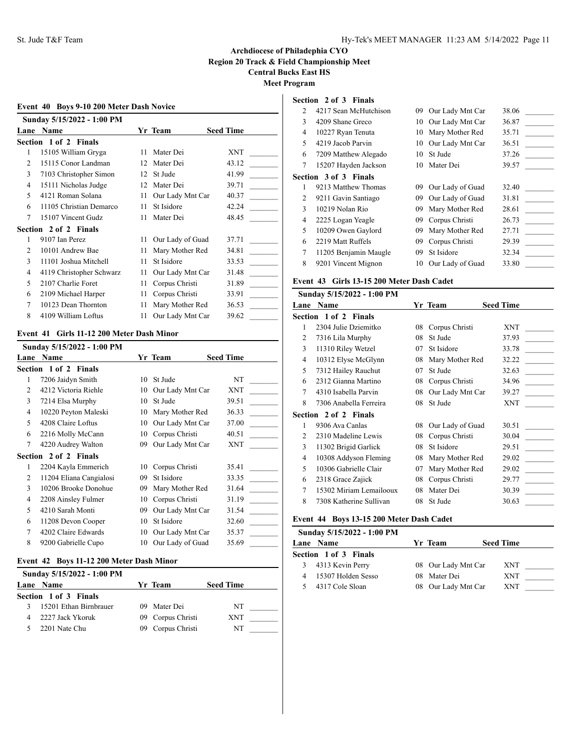**Archdiocese of Philadelphia CYO**
**Region 20 Track & Field Championship Meet**
**Central Bucks East HS**
**Meet Program**

### Event 40 Boys 9-10 200 Meter Dash Novice

Sunday 5/15/2022 - 1:00 PM

| Lane | Name | Yr | Team | Seed Time |
|---|---|---|---|---|
| **Section 1 of 2 Finals** | | | | |
| 1 | 15105 William Gryga | 11 | Mater Dei | XNT |
| 2 | 15115 Conor Landman | 12 | Mater Dei | 43.12 |
| 3 | 7103 Christopher Simon | 12 | St Jude | 41.99 |
| 4 | 15111 Nicholas Judge | 12 | Mater Dei | 39.71 |
| 5 | 4121 Roman Solana | 11 | Our Lady Mnt Car | 40.37 |
| 6 | 11105 Christian Demarco | 11 | St Isidore | 42.24 |
| 7 | 15107 Vincent Gudz | 11 | Mater Dei | 48.45 |
| **Section 2 of 2 Finals** | | | | |
| 1 | 9107 Ian Perez | 11 | Our Lady of Guad | 37.71 |
| 2 | 10101 Andrew Bae | 11 | Mary Mother Red | 34.81 |
| 3 | 11101 Joshua Mitchell | 11 | St Isidore | 33.53 |
| 4 | 4119 Christopher Schwarz | 11 | Our Lady Mnt Car | 31.48 |
| 5 | 2107 Charlie Foret | 11 | Corpus Christi | 31.89 |
| 6 | 2109 Michael Harper | 11 | Corpus Christi | 33.91 |
| 7 | 10123 Dean Thornton | 11 | Mary Mother Red | 36.53 |
| 8 | 4109 William Loftus | 11 | Our Lady Mnt Car | 39.62 |

### Event 41 Girls 11-12 200 Meter Dash Minor

Sunday 5/15/2022 - 1:00 PM

| Lane | Name | Yr | Team | Seed Time |
|---|---|---|---|---|
| **Section 1 of 2 Finals** | | | | |
| 1 | 7206 Jaidyn Smith | 10 | St Jude | NT |
| 2 | 4212 Victoria Riehle | 10 | Our Lady Mnt Car | XNT |
| 3 | 7214 Elsa Murphy | 10 | St Jude | 39.51 |
| 4 | 10220 Peyton Maleski | 10 | Mary Mother Red | 36.33 |
| 5 | 4208 Claire Loftus | 10 | Our Lady Mnt Car | 37.00 |
| 6 | 2216 Molly McCann | 10 | Corpus Christi | 40.51 |
| 7 | 4220 Audrey Walton | 09 | Our Lady Mnt Car | XNT |
| **Section 2 of 2 Finals** | | | | |
| 1 | 2204 Kayla Emmerich | 10 | Corpus Christi | 35.41 |
| 2 | 11204 Eliana Cangialosi | 09 | St Isidore | 33.35 |
| 3 | 10206 Brooke Donohue | 09 | Mary Mother Red | 31.64 |
| 4 | 2208 Ainsley Fulmer | 10 | Corpus Christi | 31.19 |
| 5 | 4210 Sarah Monti | 09 | Our Lady Mnt Car | 31.54 |
| 6 | 11208 Devon Cooper | 10 | St Isidore | 32.60 |
| 7 | 4202 Claire Edwards | 10 | Our Lady Mnt Car | 35.37 |
| 8 | 9200 Gabrielle Cupo | 10 | Our Lady of Guad | 35.69 |

### Event 42 Boys 11-12 200 Meter Dash Minor

Sunday 5/15/2022 - 1:00 PM

| Lane | Name | Yr | Team | Seed Time |
|---|---|---|---|---|
| **Section 1 of 3 Finals** | | | | |
| 3 | 15201 Ethan Birnbrauer | 09 | Mater Dei | NT |
| 4 | 2227 Jack Ykoruk | 09 | Corpus Christi | XNT |
| 5 | 2201 Nate Chu | 09 | Corpus Christi | NT |
| **Section 2 of 3 Finals** | | | | |
| 2 | 4217 Sean McHutchison | 09 | Our Lady Mnt Car | 38.06 |
| 3 | 4209 Shane Greco | 10 | Our Lady Mnt Car | 36.87 |
| 4 | 10227 Ryan Tenuta | 10 | Mary Mother Red | 35.71 |
| 5 | 4219 Jacob Parvin | 10 | Our Lady Mnt Car | 36.51 |
| 6 | 7209 Matthew Alegado | 10 | St Jude | 37.26 |
| 7 | 15207 Hayden Jackson | 10 | Mater Dei | 39.57 |
| **Section 3 of 3 Finals** | | | | |
| 1 | 9213 Matthew Thomas | 09 | Our Lady of Guad | 32.40 |
| 2 | 9211 Gavin Santiago | 09 | Our Lady of Guad | 31.81 |
| 3 | 10219 Nolan Rio | 09 | Mary Mother Red | 28.61 |
| 4 | 2225 Logan Yeagle | 09 | Corpus Christi | 26.73 |
| 5 | 10209 Owen Gaylord | 09 | Mary Mother Red | 27.71 |
| 6 | 2219 Matt Ruffels | 09 | Corpus Christi | 29.39 |
| 7 | 11205 Benjamin Maugle | 09 | St Isidore | 32.34 |
| 8 | 9201 Vincent Mignon | 10 | Our Lady of Guad | 33.80 |

### Event 43 Girls 13-15 200 Meter Dash Cadet

Sunday 5/15/2022 - 1:00 PM

| Lane | Name | Yr | Team | Seed Time |
|---|---|---|---|---|
| **Section 1 of 2 Finals** | | | | |
| 1 | 2304 Julie Dziemitko | 08 | Corpus Christi | XNT |
| 2 | 7316 Lila Murphy | 08 | St Jude | 37.93 |
| 3 | 11310 Riley Wetzel | 07 | St Isidore | 33.78 |
| 4 | 10312 Elyse McGlynn | 08 | Mary Mother Red | 32.22 |
| 5 | 7312 Hailey Rauchut | 07 | St Jude | 32.63 |
| 6 | 2312 Gianna Martino | 08 | Corpus Christi | 34.96 |
| 7 | 4310 Isabella Parvin | 08 | Our Lady Mnt Car | 39.27 |
| 8 | 7306 Anabella Ferreira | 08 | St Jude | XNT |
| **Section 2 of 2 Finals** | | | | |
| 1 | 9306 Ava Canlas | 08 | Our Lady of Guad | 30.51 |
| 2 | 2310 Madeline Lewis | 08 | Corpus Christi | 30.04 |
| 3 | 11302 Brigid Garlick | 08 | St Isidore | 29.51 |
| 4 | 10308 Addyson Fleming | 08 | Mary Mother Red | 29.02 |
| 5 | 10306 Gabrielle Clair | 07 | Mary Mother Red | 29.02 |
| 6 | 2318 Grace Zajick | 08 | Corpus Christi | 29.77 |
| 7 | 15302 Miriam Lemailooux | 08 | Mater Dei | 30.39 |
| 8 | 7308 Katherine Sullivan | 08 | St Jude | 30.63 |

### Event 44 Boys 13-15 200 Meter Dash Cadet

Sunday 5/15/2022 - 1:00 PM

| Lane | Name | Yr | Team | Seed Time |
|---|---|---|---|---|
| **Section 1 of 3 Finals** | | | | |
| 3 | 4313 Kevin Perry | 08 | Our Lady Mnt Car | XNT |
| 4 | 15307 Holden Sesso | 08 | Mater Dei | XNT |
| 5 | 4317 Cole Sloan | 08 | Our Lady Mnt Car | XNT |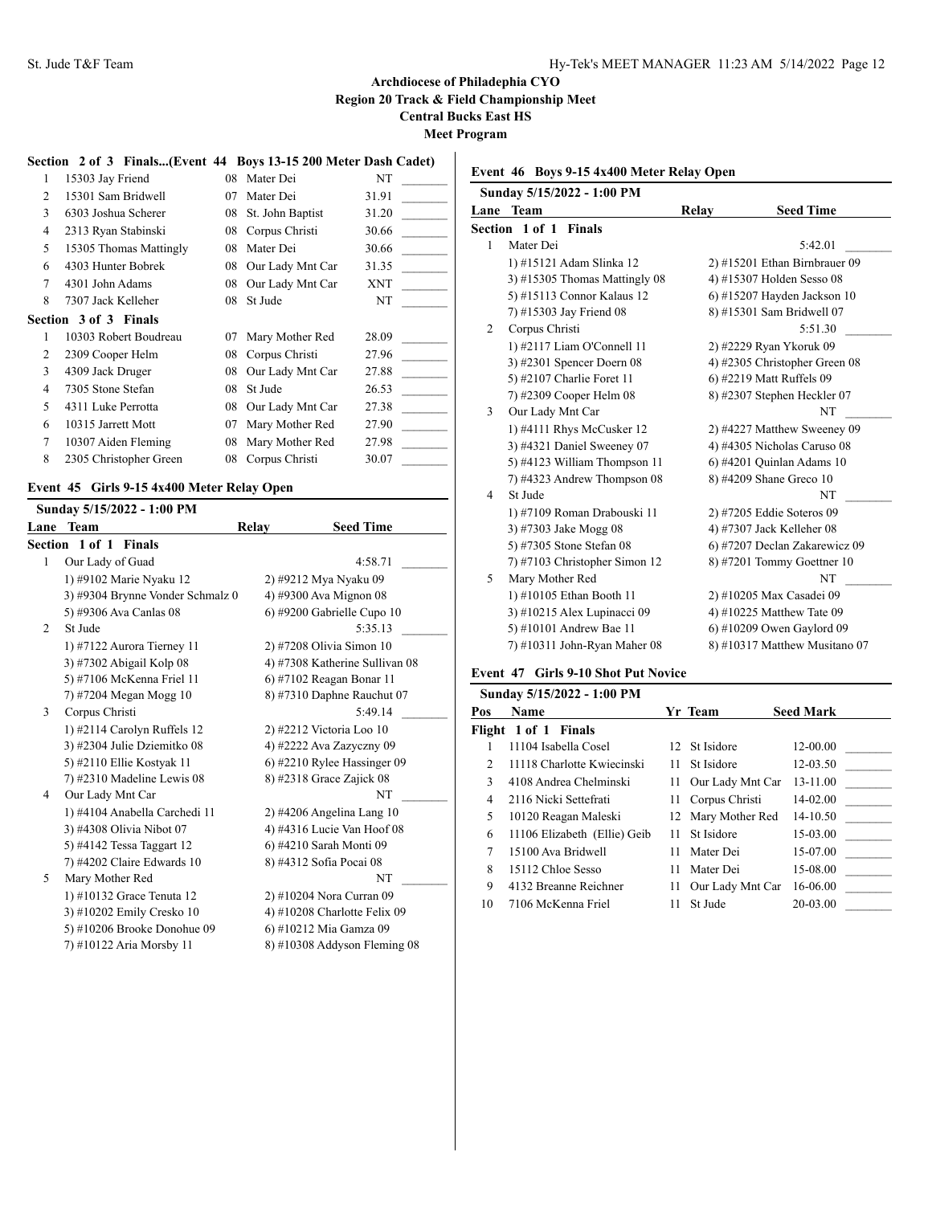**Archdiocese of Philadelphia CYO**
**Region 20 Track & Field Championship Meet**
**Central Bucks East HS**
**Meet Program**

### Section 2 of 3 Finals...(Event 44 Boys 13-15 200 Meter Dash Cadet)

| | | | | | |
|---|---|---|---|---|---|
| 1 | 15303 Jay Friend | 08 | Mater Dei | NT | _______ |
| 2 | 15301 Sam Bridwell | 07 | Mater Dei | 31.91 | _______ |
| 3 | 6303 Joshua Scherer | 08 | St. John Baptist | 31.20 | _______ |
| 4 | 2313 Ryan Stabinski | 08 | Corpus Christi | 30.66 | _______ |
| 5 | 15305 Thomas Mattingly | 08 | Mater Dei | 30.66 | _______ |
| 6 | 4303 Hunter Bobrek | 08 | Our Lady Mnt Car | 31.35 | _______ |
| 7 | 4301 John Adams | 08 | Our Lady Mnt Car | XNT | _______ |
| 8 | 7307 Jack Kelleher | 08 | St Jude | NT | _______ |

**Section 3 of 3 Finals**

| | | | | | |
|---|---|---|---|---|---|
| 1 | 10303 Robert Boudreau | 07 | Mary Mother Red | 28.09 | _______ |
| 2 | 2309 Cooper Helm | 08 | Corpus Christi | 27.96 | _______ |
| 3 | 4309 Jack Druger | 08 | Our Lady Mnt Car | 27.88 | _______ |
| 4 | 7305 Stone Stefan | 08 | St Jude | 26.53 | _______ |
| 5 | 4311 Luke Perrotta | 08 | Our Lady Mnt Car | 27.38 | _______ |
| 6 | 10315 Jarrett Mott | 07 | Mary Mother Red | 27.90 | _______ |
| 7 | 10307 Aiden Fleming | 08 | Mary Mother Red | 27.98 | _______ |
| 8 | 2305 Christopher Green | 08 | Corpus Christi | 30.07 | _______ |

### Event 45 Girls 9-15 4x400 Meter Relay Open

**Sunday 5/15/2022 - 1:00 PM**

| Lane | Team | Relay | Seed Time | |
|---|---|---|---|---|
| **Section 1 of 1 Finals** | | | | |
| 1 | Our Lady of Guad | | 4:58.71 | _______ |
| | 1) #9102 Marie Nyaku 12 | 2) #9212 Mya Nyaku 09 | | |
| | 3) #9304 Brynne Vonder Schmalz 0 | 4) #9300 Ava Mignon 08 | | |
| | 5) #9306 Ava Canlas 08 | 6) #9200 Gabrielle Cupo 10 | | |
| 2 | St Jude | | 5:35.13 | _______ |
| | 1) #7122 Aurora Tierney 11 | 2) #7208 Olivia Simon 10 | | |
| | 3) #7302 Abigail Kolp 08 | 4) #7308 Katherine Sullivan 08 | | |
| | 5) #7106 McKenna Friel 11 | 6) #7102 Reagan Bonar 11 | | |
| | 7) #7204 Megan Mogg 10 | 8) #7310 Daphne Rauchut 07 | | |
| 3 | Corpus Christi | | 5:49.14 | _______ |
| | 1) #2114 Carolyn Ruffels 12 | 2) #2212 Victoria Loo 10 | | |
| | 3) #2304 Julie Dziemitko 08 | 4) #2222 Ava Zazyczny 09 | | |
| | 5) #2110 Ellie Kostyak 11 | 6) #2210 Rylee Hassinger 09 | | |
| | 7) #2310 Madeline Lewis 08 | 8) #2318 Grace Zajick 08 | | |
| 4 | Our Lady Mnt Car | | NT | _______ |
| | 1) #4104 Anabella Carchedi 11 | 2) #4206 Angelina Lang 10 | | |
| | 3) #4308 Olivia Nibot 07 | 4) #4316 Lucie Van Hoof 08 | | |
| | 5) #4142 Tessa Taggart 12 | 6) #4210 Sarah Monti 09 | | |
| | 7) #4202 Claire Edwards 10 | 8) #4312 Sofia Pocai 08 | | |
| 5 | Mary Mother Red | | NT | _______ |
| | 1) #10132 Grace Tenuta 12 | 2) #10204 Nora Curran 09 | | |
| | 3) #10202 Emily Cresko 10 | 4) #10208 Charlotte Felix 09 | | |
| | 5) #10206 Brooke Donohue 09 | 6) #10212 Mia Gamza 09 | | |
| | 7) #10122 Aria Morsby 11 | 8) #10308 Addyson Fleming 08 | | |

### Event 46 Boys 9-15 4x400 Meter Relay Open

**Sunday 5/15/2022 - 1:00 PM**

| Lane | Team | Relay | Seed Time | |
|---|---|---|---|---|
| **Section 1 of 1 Finals** | | | | |
| 1 | Mater Dei | | 5:42.01 | _______ |
| | 1) #15121 Adam Slinka 12 | 2) #15201 Ethan Birnbrauer 09 | | |
| | 3) #15305 Thomas Mattingly 08 | 4) #15307 Holden Sesso 08 | | |
| | 5) #15113 Connor Kalaus 12 | 6) #15207 Hayden Jackson 10 | | |
| | 7) #15303 Jay Friend 08 | 8) #15301 Sam Bridwell 07 | | |
| 2 | Corpus Christi | | 5:51.30 | _______ |
| | 1) #2117 Liam O'Connell 11 | 2) #2229 Ryan Ykoruk 09 | | |
| | 3) #2301 Spencer Doern 08 | 4) #2305 Christopher Green 08 | | |
| | 5) #2107 Charlie Foret 11 | 6) #2219 Matt Ruffels 09 | | |
| | 7) #2309 Cooper Helm 08 | 8) #2307 Stephen Heckler 07 | | |
| 3 | Our Lady Mnt Car | | NT | _______ |
| | 1) #4111 Rhys McCusker 12 | 2) #4227 Matthew Sweeney 09 | | |
| | 3) #4321 Daniel Sweeney 07 | 4) #4305 Nicholas Caruso 08 | | |
| | 5) #4123 William Thompson 11 | 6) #4201 Quinlan Adams 10 | | |
| | 7) #4323 Andrew Thompson 08 | 8) #4209 Shane Greco 10 | | |
| 4 | St Jude | | NT | _______ |
| | 1) #7109 Roman Drabouski 11 | 2) #7205 Eddie Soteros 09 | | |
| | 3) #7303 Jake Mogg 08 | 4) #7307 Jack Kelleher 08 | | |
| | 5) #7305 Stone Stefan 08 | 6) #7207 Declan Zakarewicz 09 | | |
| | 7) #7103 Christopher Simon 12 | 8) #7201 Tommy Goettner 10 | | |
| 5 | Mary Mother Red | | NT | _______ |
| | 1) #10105 Ethan Booth 11 | 2) #10205 Max Casadei 09 | | |
| | 3) #10215 Alex Lupinacci 09 | 4) #10225 Matthew Tate 09 | | |
| | 5) #10101 Andrew Bae 11 | 6) #10209 Owen Gaylord 09 | | |
| | 7) #10311 John-Ryan Maher 08 | 8) #10317 Matthew Musitano 07 | | |

### Event 47 Girls 9-10 Shot Put Novice

**Sunday 5/15/2022 - 1:00 PM**

| Pos | Name | Yr | Team | Seed Mark | |
|---|---|---|---|---|---|
| **Flight 1 of 1 Finals** | | | | | |
| 1 | 11104 Isabella Cosel | 12 | St Isidore | 12-00.00 | _______ |
| 2 | 11118 Charlotte Kwiecinski | 11 | St Isidore | 12-03.50 | _______ |
| 3 | 4108 Andrea Chelminski | 11 | Our Lady Mnt Car | 13-11.00 | _______ |
| 4 | 2116 Nicki Settefrati | 11 | Corpus Christi | 14-02.00 | _______ |
| 5 | 10120 Reagan Maleski | 12 | Mary Mother Red | 14-10.50 | _______ |
| 6 | 11106 Elizabeth (Ellie) Geib | 11 | St Isidore | 15-03.00 | _______ |
| 7 | 15100 Ava Bridwell | 11 | Mater Dei | 15-07.00 | _______ |
| 8 | 15112 Chloe Sesso | 11 | Mater Dei | 15-08.00 | _______ |
| 9 | 4132 Breanne Reichner | 11 | Our Lady Mnt Car | 16-06.00 | _______ |
| 10 | 7106 McKenna Friel | 11 | St Jude | 20-03.00 | _______ |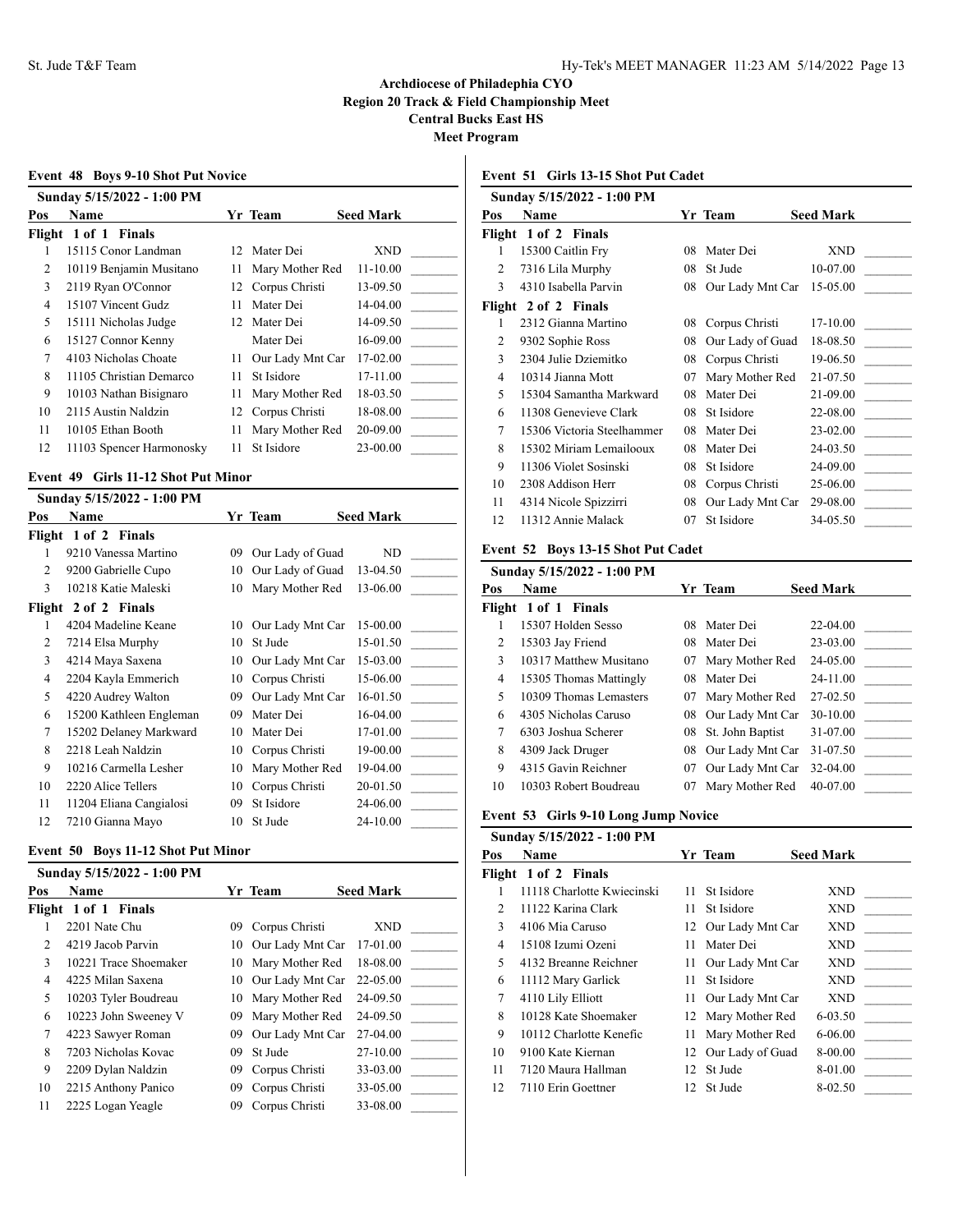# Archdiocese of Philadelphia CYO
## Region 20 Track & Field Championship Meet
### Central Bucks East HS
### Meet Program

### Event 48 Boys 9-10 Shot Put Novice

**Sunday 5/15/2022 - 1:00 PM**

| Pos | Name | Yr | Team | Seed Mark | |
|---|---|---|---|---|---|
| **Flight 1 of 1 Finals** | | | | | |
| 1 | 15115 Conor Landman | 12 | Mater Dei | XND | _______ |
| 2 | 10119 Benjamin Musitano | 11 | Mary Mother Red | 11-10.00 | _______ |
| 3 | 2119 Ryan O'Connor | 12 | Corpus Christi | 13-09.50 | _______ |
| 4 | 15107 Vincent Gudz | 11 | Mater Dei | 14-04.00 | _______ |
| 5 | 15111 Nicholas Judge | 12 | Mater Dei | 14-09.50 | _______ |
| 6 | 15127 Connor Kenny | | Mater Dei | 16-09.00 | _______ |
| 7 | 4103 Nicholas Choate | 11 | Our Lady Mnt Car | 17-02.00 | _______ |
| 8 | 11105 Christian Demarco | 11 | St Isidore | 17-11.00 | _______ |
| 9 | 10103 Nathan Bisignaro | 11 | Mary Mother Red | 18-03.50 | _______ |
| 10 | 2115 Austin Naldzin | 12 | Corpus Christi | 18-08.00 | _______ |
| 11 | 10105 Ethan Booth | 11 | Mary Mother Red | 20-09.00 | _______ |
| 12 | 11103 Spencer Harmonosky | 11 | St Isidore | 23-00.00 | _______ |

### Event 49 Girls 11-12 Shot Put Minor

**Sunday 5/15/2022 - 1:00 PM**

| Pos | Name | Yr | Team | Seed Mark | |
|---|---|---|---|---|---|
| **Flight 1 of 2 Finals** | | | | | |
| 1 | 9210 Vanessa Martino | 09 | Our Lady of Guad | ND | _______ |
| 2 | 9200 Gabrielle Cupo | 10 | Our Lady of Guad | 13-04.50 | _______ |
| 3 | 10218 Katie Maleski | 10 | Mary Mother Red | 13-06.00 | _______ |
| **Flight 2 of 2 Finals** | | | | | |
| 1 | 4204 Madeline Keane | 10 | Our Lady Mnt Car | 15-00.00 | _______ |
| 2 | 7214 Elsa Murphy | 10 | St Jude | 15-01.50 | _______ |
| 3 | 4214 Maya Saxena | 10 | Our Lady Mnt Car | 15-03.00 | _______ |
| 4 | 2204 Kayla Emmerich | 10 | Corpus Christi | 15-06.00 | _______ |
| 5 | 4220 Audrey Walton | 09 | Our Lady Mnt Car | 16-01.50 | _______ |
| 6 | 15200 Kathleen Engleman | 09 | Mater Dei | 16-04.00 | _______ |
| 7 | 15202 Delaney Markward | 10 | Mater Dei | 17-01.00 | _______ |
| 8 | 2218 Leah Naldzin | 10 | Corpus Christi | 19-00.00 | _______ |
| 9 | 10216 Carmella Lesher | 10 | Mary Mother Red | 19-04.00 | _______ |
| 10 | 2220 Alice Tellers | 10 | Corpus Christi | 20-01.50 | _______ |
| 11 | 11204 Eliana Cangialosi | 09 | St Isidore | 24-06.00 | _______ |
| 12 | 7210 Gianna Mayo | 10 | St Jude | 24-10.00 | _______ |

### Event 50 Boys 11-12 Shot Put Minor

**Sunday 5/15/2022 - 1:00 PM**

| Pos | Name | Yr | Team | Seed Mark | |
|---|---|---|---|---|---|
| **Flight 1 of 1 Finals** | | | | | |
| 1 | 2201 Nate Chu | 09 | Corpus Christi | XND | _______ |
| 2 | 4219 Jacob Parvin | 10 | Our Lady Mnt Car | 17-01.00 | _______ |
| 3 | 10221 Trace Shoemaker | 10 | Mary Mother Red | 18-08.00 | _______ |
| 4 | 4225 Milan Saxena | 10 | Our Lady Mnt Car | 22-05.00 | _______ |
| 5 | 10203 Tyler Boudreau | 10 | Mary Mother Red | 24-09.50 | _______ |
| 6 | 10223 John Sweeney V | 09 | Mary Mother Red | 24-09.50 | _______ |
| 7 | 4223 Sawyer Roman | 09 | Our Lady Mnt Car | 27-04.00 | _______ |
| 8 | 7203 Nicholas Kovac | 09 | St Jude | 27-10.00 | _______ |
| 9 | 2209 Dylan Naldzin | 09 | Corpus Christi | 33-03.00 | _______ |
| 10 | 2215 Anthony Panico | 09 | Corpus Christi | 33-05.00 | _______ |
| 11 | 2225 Logan Yeagle | 09 | Corpus Christi | 33-08.00 | _______ |

### Event 51 Girls 13-15 Shot Put Cadet

**Sunday 5/15/2022 - 1:00 PM**

| Pos | Name | Yr | Team | Seed Mark | |
|---|---|---|---|---|---|
| **Flight 1 of 2 Finals** | | | | | |
| 1 | 15300 Caitlin Fry | 08 | Mater Dei | XND | _______ |
| 2 | 7316 Lila Murphy | 08 | St Jude | 10-07.00 | _______ |
| 3 | 4310 Isabella Parvin | 08 | Our Lady Mnt Car | 15-05.00 | _______ |
| **Flight 2 of 2 Finals** | | | | | |
| 1 | 2312 Gianna Martino | 08 | Corpus Christi | 17-10.00 | _______ |
| 2 | 9302 Sophie Ross | 08 | Our Lady of Guad | 18-08.50 | _______ |
| 3 | 2304 Julie Dziemitko | 08 | Corpus Christi | 19-06.50 | _______ |
| 4 | 10314 Jianna Mott | 07 | Mary Mother Red | 21-07.50 | _______ |
| 5 | 15304 Samantha Markward | 08 | Mater Dei | 21-09.00 | _______ |
| 6 | 11308 Genevieve Clark | 08 | St Isidore | 22-08.00 | _______ |
| 7 | 15306 Victoria Steelhammer | 08 | Mater Dei | 23-02.00 | _______ |
| 8 | 15302 Miriam Lemailooux | 08 | Mater Dei | 24-03.50 | _______ |
| 9 | 11306 Violet Sosinski | 08 | St Isidore | 24-09.00 | _______ |
| 10 | 2308 Addison Herr | 08 | Corpus Christi | 25-06.00 | _______ |
| 11 | 4314 Nicole Spizzirri | 08 | Our Lady Mnt Car | 29-08.00 | _______ |
| 12 | 11312 Annie Malack | 07 | St Isidore | 34-05.50 | _______ |

### Event 52 Boys 13-15 Shot Put Cadet

**Sunday 5/15/2022 - 1:00 PM**

| Pos | Name | Yr | Team | Seed Mark | |
|---|---|---|---|---|---|
| **Flight 1 of 1 Finals** | | | | | |
| 1 | 15307 Holden Sesso | 08 | Mater Dei | 22-04.00 | _______ |
| 2 | 15303 Jay Friend | 08 | Mater Dei | 23-03.00 | _______ |
| 3 | 10317 Matthew Musitano | 07 | Mary Mother Red | 24-05.00 | _______ |
| 4 | 15305 Thomas Mattingly | 08 | Mater Dei | 24-11.00 | _______ |
| 5 | 10309 Thomas Lemasters | 07 | Mary Mother Red | 27-02.50 | _______ |
| 6 | 4305 Nicholas Caruso | 08 | Our Lady Mnt Car | 30-10.00 | _______ |
| 7 | 6303 Joshua Scherer | 08 | St. John Baptist | 31-07.00 | _______ |
| 8 | 4309 Jack Druger | 08 | Our Lady Mnt Car | 31-07.50 | _______ |
| 9 | 4315 Gavin Reichner | 07 | Our Lady Mnt Car | 32-04.00 | _______ |
| 10 | 10303 Robert Boudreau | 07 | Mary Mother Red | 40-07.00 | _______ |

### Event 53 Girls 9-10 Long Jump Novice

**Sunday 5/15/2022 - 1:00 PM**

| Pos | Name | Yr | Team | Seed Mark | |
|---|---|---|---|---|---|
| **Flight 1 of 2 Finals** | | | | | |
| 1 | 11118 Charlotte Kwiecinski | 11 | St Isidore | XND | _______ |
| 2 | 11122 Karina Clark | 11 | St Isidore | XND | _______ |
| 3 | 4106 Mia Caruso | 12 | Our Lady Mnt Car | XND | _______ |
| 4 | 15108 Izumi Ozeni | 11 | Mater Dei | XND | _______ |
| 5 | 4132 Breanne Reichner | 11 | Our Lady Mnt Car | XND | _______ |
| 6 | 11112 Mary Garlick | 11 | St Isidore | XND | _______ |
| 7 | 4110 Lily Elliott | 11 | Our Lady Mnt Car | XND | _______ |
| 8 | 10128 Kate Shoemaker | 12 | Mary Mother Red | 6-03.50 | _______ |
| 9 | 10112 Charlotte Kenefic | 11 | Mary Mother Red | 6-06.00 | _______ |
| 10 | 9100 Kate Kiernan | 12 | Our Lady of Guad | 8-00.00 | _______ |
| 11 | 7120 Maura Hallman | 12 | St Jude | 8-01.00 | _______ |
| 12 | 7110 Erin Goettner | 12 | St Jude | 8-02.50 | _______ |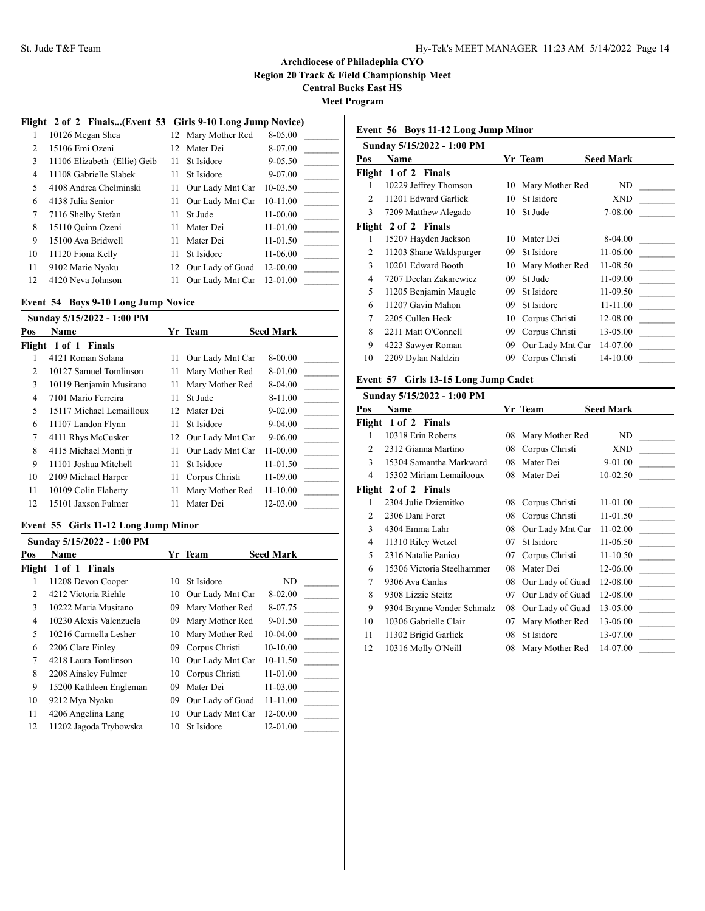# Archdiocese of Philadelphia CYO
## Region 20 Track & Field Championship Meet
### Central Bucks East HS
### Meet Program

**Flight 2 of 2 Finals...(Event 53 Girls 9-10 Long Jump Novice)**

| Pos | Name | Yr | Team | Seed Mark | |
|---|---|---|---|---|---|
| 1 | 10126 Megan Shea | 12 | Mary Mother Red | 8-05.00 | _______ |
| 2 | 15106 Emi Ozeni | 12 | Mater Dei | 8-07.00 | _______ |
| 3 | 11106 Elizabeth (Ellie) Geib | 11 | St Isidore | 9-05.50 | _______ |
| 4 | 11108 Gabrielle Slabek | 11 | St Isidore | 9-07.00 | _______ |
| 5 | 4108 Andrea Chelminski | 11 | Our Lady Mnt Car | 10-03.50 | _______ |
| 6 | 4138 Julia Senior | 11 | Our Lady Mnt Car | 10-11.00 | _______ |
| 7 | 7116 Shelby Stefan | 11 | St Jude | 11-00.00 | _______ |
| 8 | 15110 Quinn Ozeni | 11 | Mater Dei | 11-01.00 | _______ |
| 9 | 15100 Ava Bridwell | 11 | Mater Dei | 11-01.50 | _______ |
| 10 | 11120 Fiona Kelly | 11 | St Isidore | 11-06.00 | _______ |
| 11 | 9102 Marie Nyaku | 12 | Our Lady of Guad | 12-00.00 | _______ |
| 12 | 4120 Neva Johnson | 11 | Our Lady Mnt Car | 12-01.00 | _______ |

## Event 54 Boys 9-10 Long Jump Novice

**Sunday 5/15/2022 - 1:00 PM**

| Pos | Name | Yr | Team | Seed Mark | |
|---|---|---|---|---|---|
| **Flight 1 of 1 Finals** | | | | | |
| 1 | 4121 Roman Solana | 11 | Our Lady Mnt Car | 8-00.00 | _______ |
| 2 | 10127 Samuel Tomlinson | 11 | Mary Mother Red | 8-01.00 | _______ |
| 3 | 10119 Benjamin Musitano | 11 | Mary Mother Red | 8-04.00 | _______ |
| 4 | 7101 Mario Ferreira | 11 | St Jude | 8-11.00 | _______ |
| 5 | 15117 Michael Lemailloux | 12 | Mater Dei | 9-02.00 | _______ |
| 6 | 11107 Landon Flynn | 11 | St Isidore | 9-04.00 | _______ |
| 7 | 4111 Rhys McCusker | 12 | Our Lady Mnt Car | 9-06.00 | _______ |
| 8 | 4115 Michael Monti jr | 11 | Our Lady Mnt Car | 11-00.00 | _______ |
| 9 | 11101 Joshua Mitchell | 11 | St Isidore | 11-01.50 | _______ |
| 10 | 2109 Michael Harper | 11 | Corpus Christi | 11-09.00 | _______ |
| 11 | 10109 Colin Flaherty | 11 | Mary Mother Red | 11-10.00 | _______ |
| 12 | 15101 Jaxson Fulmer | 11 | Mater Dei | 12-03.00 | _______ |

## Event 55 Girls 11-12 Long Jump Minor

**Sunday 5/15/2022 - 1:00 PM**

| Pos | Name | Yr | Team | Seed Mark | |
|---|---|---|---|---|---|
| **Flight 1 of 1 Finals** | | | | | |
| 1 | 11208 Devon Cooper | 10 | St Isidore | ND | _______ |
| 2 | 4212 Victoria Riehle | 10 | Our Lady Mnt Car | 8-02.00 | _______ |
| 3 | 10222 Maria Musitano | 09 | Mary Mother Red | 8-07.75 | _______ |
| 4 | 10230 Alexis Valenzuela | 09 | Mary Mother Red | 9-01.50 | _______ |
| 5 | 10216 Carmella Lesher | 10 | Mary Mother Red | 10-04.00 | _______ |
| 6 | 2206 Clare Finley | 09 | Corpus Christi | 10-10.00 | _______ |
| 7 | 4218 Laura Tomlinson | 10 | Our Lady Mnt Car | 10-11.50 | _______ |
| 8 | 2208 Ainsley Fulmer | 10 | Corpus Christi | 11-01.00 | _______ |
| 9 | 15200 Kathleen Engleman | 09 | Mater Dei | 11-03.00 | _______ |
| 10 | 9212 Mya Nyaku | 09 | Our Lady of Guad | 11-11.00 | _______ |
| 11 | 4206 Angelina Lang | 10 | Our Lady Mnt Car | 12-00.00 | _______ |
| 12 | 11202 Jagoda Trybowska | 10 | St Isidore | 12-01.00 | _______ |

## Event 56 Boys 11-12 Long Jump Minor

**Sunday 5/15/2022 - 1:00 PM**

| Pos | Name | Yr | Team | Seed Mark | |
|---|---|---|---|---|---|
| **Flight 1 of 2 Finals** | | | | | |
| 1 | 10229 Jeffrey Thomson | 10 | Mary Mother Red | ND | _______ |
| 2 | 11201 Edward Garlick | 10 | St Isidore | XND | _______ |
| 3 | 7209 Matthew Alegado | 10 | St Jude | 7-08.00 | _______ |
| **Flight 2 of 2 Finals** | | | | | |
| 1 | 15207 Hayden Jackson | 10 | Mater Dei | 8-04.00 | _______ |
| 2 | 11203 Shane Waldspurger | 09 | St Isidore | 11-06.00 | _______ |
| 3 | 10201 Edward Booth | 10 | Mary Mother Red | 11-08.50 | _______ |
| 4 | 7207 Declan Zakarewicz | 09 | St Jude | 11-09.00 | _______ |
| 5 | 11205 Benjamin Maugle | 09 | St Isidore | 11-09.50 | _______ |
| 6 | 11207 Gavin Mahon | 09 | St Isidore | 11-11.00 | _______ |
| 7 | 2205 Cullen Heck | 10 | Corpus Christi | 12-08.00 | _______ |
| 8 | 2211 Matt O'Connell | 09 | Corpus Christi | 13-05.00 | _______ |
| 9 | 4223 Sawyer Roman | 09 | Our Lady Mnt Car | 14-07.00 | _______ |
| 10 | 2209 Dylan Naldzin | 09 | Corpus Christi | 14-10.00 | _______ |

## Event 57 Girls 13-15 Long Jump Cadet

**Sunday 5/15/2022 - 1:00 PM**

| Pos | Name | Yr | Team | Seed Mark | |
|---|---|---|---|---|---|
| **Flight 1 of 2 Finals** | | | | | |
| 1 | 10318 Erin Roberts | 08 | Mary Mother Red | ND | _______ |
| 2 | 2312 Gianna Martino | 08 | Corpus Christi | XND | _______ |
| 3 | 15304 Samantha Markward | 08 | Mater Dei | 9-01.00 | _______ |
| 4 | 15302 Miriam Lemailooux | 08 | Mater Dei | 10-02.50 | _______ |
| **Flight 2 of 2 Finals** | | | | | |
| 1 | 2304 Julie Dziemitko | 08 | Corpus Christi | 11-01.00 | _______ |
| 2 | 2306 Dani Foret | 08 | Corpus Christi | 11-01.50 | _______ |
| 3 | 4304 Emma Lahr | 08 | Our Lady Mnt Car | 11-02.00 | _______ |
| 4 | 11310 Riley Wetzel | 07 | St Isidore | 11-06.50 | _______ |
| 5 | 2316 Natalie Panico | 07 | Corpus Christi | 11-10.50 | _______ |
| 6 | 15306 Victoria Steelhammer | 08 | Mater Dei | 12-06.00 | _______ |
| 7 | 9306 Ava Canlas | 08 | Our Lady of Guad | 12-08.00 | _______ |
| 8 | 9308 Lizzie Steitz | 07 | Our Lady of Guad | 12-08.00 | _______ |
| 9 | 9304 Brynne Vonder Schmalz | 08 | Our Lady of Guad | 13-05.00 | _______ |
| 10 | 10306 Gabrielle Clair | 07 | Mary Mother Red | 13-06.00 | _______ |
| 11 | 11302 Brigid Garlick | 08 | St Isidore | 13-07.00 | _______ |
| 12 | 10316 Molly O'Neill | 08 | Mary Mother Red | 14-07.00 | _______ |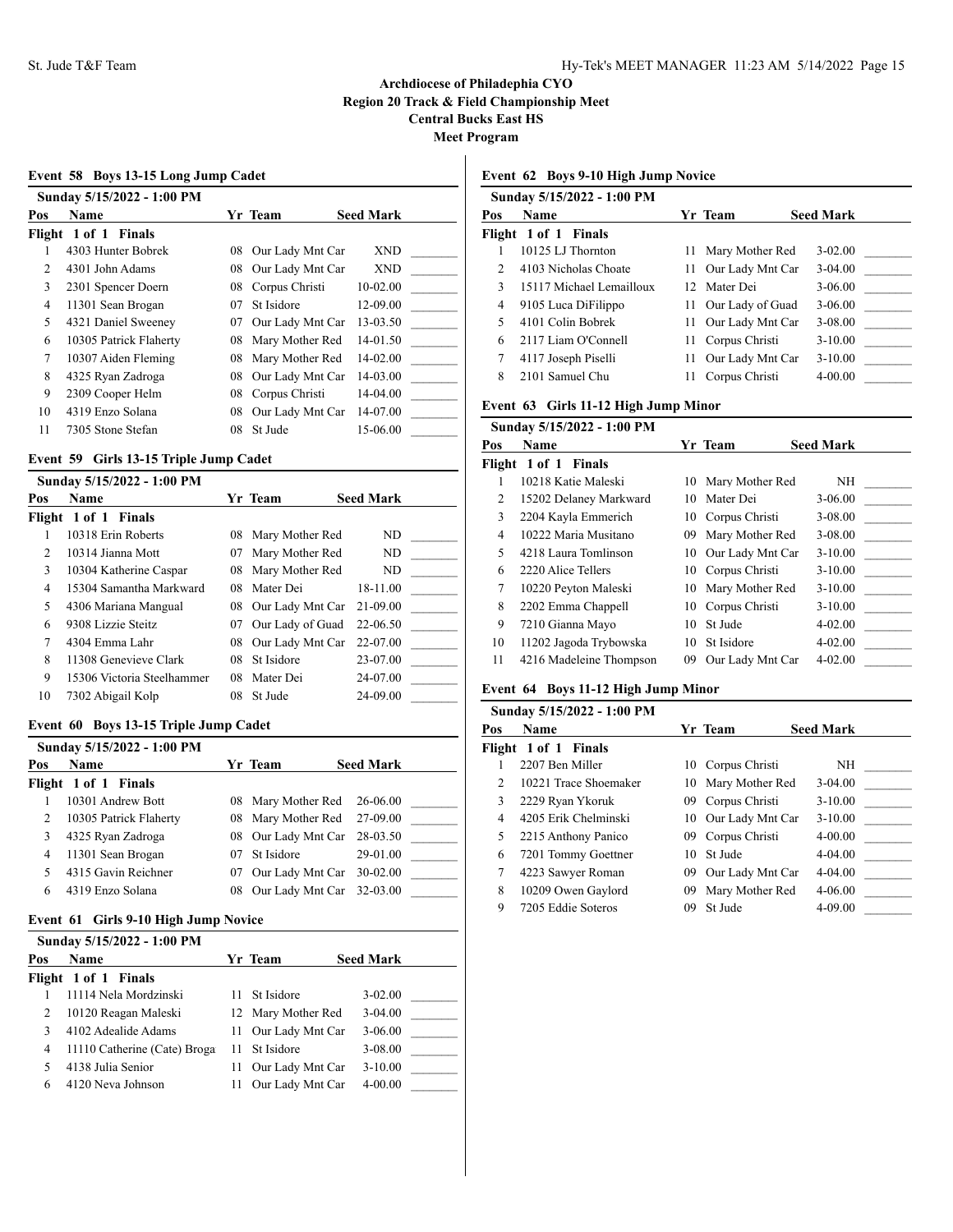# Archdiocese of Philadelphia CYO
## Region 20 Track & Field Championship Meet
### Central Bucks East HS
### Meet Program

### Event 58 Boys 13-15 Long Jump Cadet

**Sunday 5/15/2022 - 1:00 PM**

| Pos | Name | Yr | Team | Seed Mark | |
|---|---|---|---|---|---|
| **Flight 1 of 1 Finals** | | | | | |
| 1 | 4303 Hunter Bobrek | 08 | Our Lady Mnt Car | XND | _______ |
| 2 | 4301 John Adams | 08 | Our Lady Mnt Car | XND | _______ |
| 3 | 2301 Spencer Doern | 08 | Corpus Christi | 10-02.00 | _______ |
| 4 | 11301 Sean Brogan | 07 | St Isidore | 12-09.00 | _______ |
| 5 | 4321 Daniel Sweeney | 07 | Our Lady Mnt Car | 13-03.50 | _______ |
| 6 | 10305 Patrick Flaherty | 08 | Mary Mother Red | 14-01.50 | _______ |
| 7 | 10307 Aiden Fleming | 08 | Mary Mother Red | 14-02.00 | _______ |
| 8 | 4325 Ryan Zadroga | 08 | Our Lady Mnt Car | 14-03.00 | _______ |
| 9 | 2309 Cooper Helm | 08 | Corpus Christi | 14-04.00 | _______ |
| 10 | 4319 Enzo Solana | 08 | Our Lady Mnt Car | 14-07.00 | _______ |
| 11 | 7305 Stone Stefan | 08 | St Jude | 15-06.00 | _______ |

### Event 59 Girls 13-15 Triple Jump Cadet

**Sunday 5/15/2022 - 1:00 PM**

| Pos | Name | Yr | Team | Seed Mark | |
|---|---|---|---|---|---|
| **Flight 1 of 1 Finals** | | | | | |
| 1 | 10318 Erin Roberts | 08 | Mary Mother Red | ND | _______ |
| 2 | 10314 Jianna Mott | 07 | Mary Mother Red | ND | _______ |
| 3 | 10304 Katherine Caspar | 08 | Mary Mother Red | ND | _______ |
| 4 | 15304 Samantha Markward | 08 | Mater Dei | 18-11.00 | _______ |
| 5 | 4306 Mariana Mangual | 08 | Our Lady Mnt Car | 21-09.00 | _______ |
| 6 | 9308 Lizzie Steitz | 07 | Our Lady of Guad | 22-06.50 | _______ |
| 7 | 4304 Emma Lahr | 08 | Our Lady Mnt Car | 22-07.00 | _______ |
| 8 | 11308 Genevieve Clark | 08 | St Isidore | 23-07.00 | _______ |
| 9 | 15306 Victoria Steelhammer | 08 | Mater Dei | 24-07.00 | _______ |
| 10 | 7302 Abigail Kolp | 08 | St Jude | 24-09.00 | _______ |

### Event 60 Boys 13-15 Triple Jump Cadet

**Sunday 5/15/2022 - 1:00 PM**

| Pos | Name | Yr | Team | Seed Mark | |
|---|---|---|---|---|---|
| **Flight 1 of 1 Finals** | | | | | |
| 1 | 10301 Andrew Bott | 08 | Mary Mother Red | 26-06.00 | _______ |
| 2 | 10305 Patrick Flaherty | 08 | Mary Mother Red | 27-09.00 | _______ |
| 3 | 4325 Ryan Zadroga | 08 | Our Lady Mnt Car | 28-03.50 | _______ |
| 4 | 11301 Sean Brogan | 07 | St Isidore | 29-01.00 | _______ |
| 5 | 4315 Gavin Reichner | 07 | Our Lady Mnt Car | 30-02.00 | _______ |
| 6 | 4319 Enzo Solana | 08 | Our Lady Mnt Car | 32-03.00 | _______ |

### Event 61 Girls 9-10 High Jump Novice

**Sunday 5/15/2022 - 1:00 PM**

| Pos | Name | Yr | Team | Seed Mark | |
|---|---|---|---|---|---|
| **Flight 1 of 1 Finals** | | | | | |
| 1 | 11114 Nela Mordzinski | 11 | St Isidore | 3-02.00 | _______ |
| 2 | 10120 Reagan Maleski | 12 | Mary Mother Red | 3-04.00 | _______ |
| 3 | 4102 Adealide Adams | 11 | Our Lady Mnt Car | 3-06.00 | _______ |
| 4 | 11110 Catherine (Cate) Broga | 11 | St Isidore | 3-08.00 | _______ |
| 5 | 4138 Julia Senior | 11 | Our Lady Mnt Car | 3-10.00 | _______ |
| 6 | 4120 Neva Johnson | 11 | Our Lady Mnt Car | 4-00.00 | _______ |

### Event 62 Boys 9-10 High Jump Novice

**Sunday 5/15/2022 - 1:00 PM**

| Pos | Name | Yr | Team | Seed Mark | |
|---|---|---|---|---|---|
| **Flight 1 of 1 Finals** | | | | | |
| 1 | 10125 LJ Thornton | 11 | Mary Mother Red | 3-02.00 | _______ |
| 2 | 4103 Nicholas Choate | 11 | Our Lady Mnt Car | 3-04.00 | _______ |
| 3 | 15117 Michael Lemailloux | 12 | Mater Dei | 3-06.00 | _______ |
| 4 | 9105 Luca DiFilippo | 11 | Our Lady of Guad | 3-06.00 | _______ |
| 5 | 4101 Colin Bobrek | 11 | Our Lady Mnt Car | 3-08.00 | _______ |
| 6 | 2117 Liam O'Connell | 11 | Corpus Christi | 3-10.00 | _______ |
| 7 | 4117 Joseph Piselli | 11 | Our Lady Mnt Car | 3-10.00 | _______ |
| 8 | 2101 Samuel Chu | 11 | Corpus Christi | 4-00.00 | _______ |

### Event 63 Girls 11-12 High Jump Minor

**Sunday 5/15/2022 - 1:00 PM**

| Pos | Name | Yr | Team | Seed Mark | |
|---|---|---|---|---|---|
| **Flight 1 of 1 Finals** | | | | | |
| 1 | 10218 Katie Maleski | 10 | Mary Mother Red | NH | _______ |
| 2 | 15202 Delaney Markward | 10 | Mater Dei | 3-06.00 | _______ |
| 3 | 2204 Kayla Emmerich | 10 | Corpus Christi | 3-08.00 | _______ |
| 4 | 10222 Maria Musitano | 09 | Mary Mother Red | 3-08.00 | _______ |
| 5 | 4218 Laura Tomlinson | 10 | Our Lady Mnt Car | 3-10.00 | _______ |
| 6 | 2220 Alice Tellers | 10 | Corpus Christi | 3-10.00 | _______ |
| 7 | 10220 Peyton Maleski | 10 | Mary Mother Red | 3-10.00 | _______ |
| 8 | 2202 Emma Chappell | 10 | Corpus Christi | 3-10.00 | _______ |
| 9 | 7210 Gianna Mayo | 10 | St Jude | 4-02.00 | _______ |
| 10 | 11202 Jagoda Trybowska | 10 | St Isidore | 4-02.00 | _______ |
| 11 | 4216 Madeleine Thompson | 09 | Our Lady Mnt Car | 4-02.00 | _______ |

### Event 64 Boys 11-12 High Jump Minor

**Sunday 5/15/2022 - 1:00 PM**

| Pos | Name | Yr | Team | Seed Mark | |
|---|---|---|---|---|---|
| **Flight 1 of 1 Finals** | | | | | |
| 1 | 2207 Ben Miller | 10 | Corpus Christi | NH | _______ |
| 2 | 10221 Trace Shoemaker | 10 | Mary Mother Red | 3-04.00 | _______ |
| 3 | 2229 Ryan Ykoruk | 09 | Corpus Christi | 3-10.00 | _______ |
| 4 | 4205 Erik Chelminski | 10 | Our Lady Mnt Car | 3-10.00 | _______ |
| 5 | 2215 Anthony Panico | 09 | Corpus Christi | 4-00.00 | _______ |
| 6 | 7201 Tommy Goettner | 10 | St Jude | 4-04.00 | _______ |
| 7 | 4223 Sawyer Roman | 09 | Our Lady Mnt Car | 4-04.00 | _______ |
| 8 | 10209 Owen Gaylord | 09 | Mary Mother Red | 4-06.00 | _______ |
| 9 | 7205 Eddie Soteros | 09 | St Jude | 4-09.00 | _______ |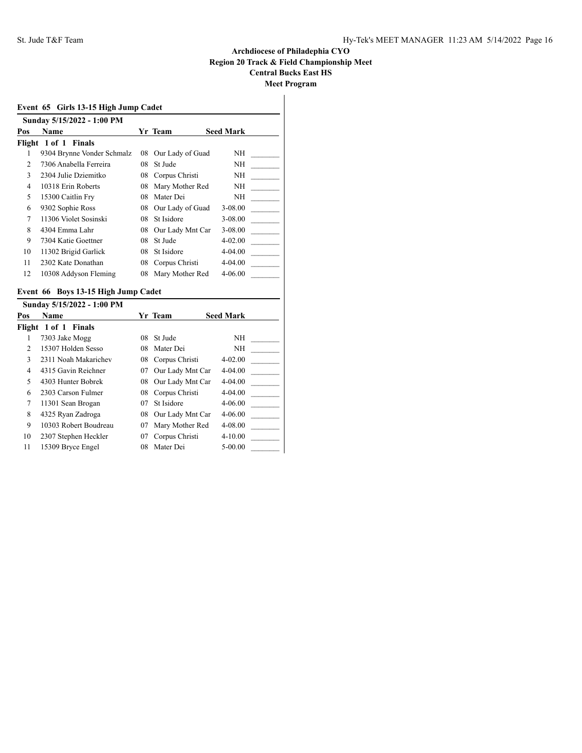# Archdiocese of Philadelphia CYO
## Region 20 Track & Field Championship Meet
## Central Bucks East HS
## Meet Program

### Event 65 Girls 13-15 High Jump Cadet

**Sunday 5/15/2022 - 1:00 PM**

| Pos | Name | Yr | Team | Seed Mark | |
|---|---|---|---|---|---|
| **Flight 1 of 1 Finals** | | | | | |
| 1 | 9304 Brynne Vonder Schmalz | 08 | Our Lady of Guad | NH | _______ |
| 2 | 7306 Anabella Ferreira | 08 | St Jude | NH | _______ |
| 3 | 2304 Julie Dziemitko | 08 | Corpus Christi | NH | _______ |
| 4 | 10318 Erin Roberts | 08 | Mary Mother Red | NH | _______ |
| 5 | 15300 Caitlin Fry | 08 | Mater Dei | NH | _______ |
| 6 | 9302 Sophie Ross | 08 | Our Lady of Guad | 3-08.00 | _______ |
| 7 | 11306 Violet Sosinski | 08 | St Isidore | 3-08.00 | _______ |
| 8 | 4304 Emma Lahr | 08 | Our Lady Mnt Car | 3-08.00 | _______ |
| 9 | 7304 Katie Goettner | 08 | St Jude | 4-02.00 | _______ |
| 10 | 11302 Brigid Garlick | 08 | St Isidore | 4-04.00 | _______ |
| 11 | 2302 Kate Donathan | 08 | Corpus Christi | 4-04.00 | _______ |
| 12 | 10308 Addyson Fleming | 08 | Mary Mother Red | 4-06.00 | _______ |

### Event 66 Boys 13-15 High Jump Cadet

**Sunday 5/15/2022 - 1:00 PM**

| Pos | Name | Yr | Team | Seed Mark | |
|---|---|---|---|---|---|
| **Flight 1 of 1 Finals** | | | | | |
| 1 | 7303 Jake Mogg | 08 | St Jude | NH | _______ |
| 2 | 15307 Holden Sesso | 08 | Mater Dei | NH | _______ |
| 3 | 2311 Noah Makarichev | 08 | Corpus Christi | 4-02.00 | _______ |
| 4 | 4315 Gavin Reichner | 07 | Our Lady Mnt Car | 4-04.00 | _______ |
| 5 | 4303 Hunter Bobrek | 08 | Our Lady Mnt Car | 4-04.00 | _______ |
| 6 | 2303 Carson Fulmer | 08 | Corpus Christi | 4-04.00 | _______ |
| 7 | 11301 Sean Brogan | 07 | St Isidore | 4-06.00 | _______ |
| 8 | 4325 Ryan Zadroga | 08 | Our Lady Mnt Car | 4-06.00 | _______ |
| 9 | 10303 Robert Boudreau | 07 | Mary Mother Red | 4-08.00 | _______ |
| 10 | 2307 Stephen Heckler | 07 | Corpus Christi | 4-10.00 | _______ |
| 11 | 15309 Bryce Engel | 08 | Mater Dei | 5-00.00 | _______ |